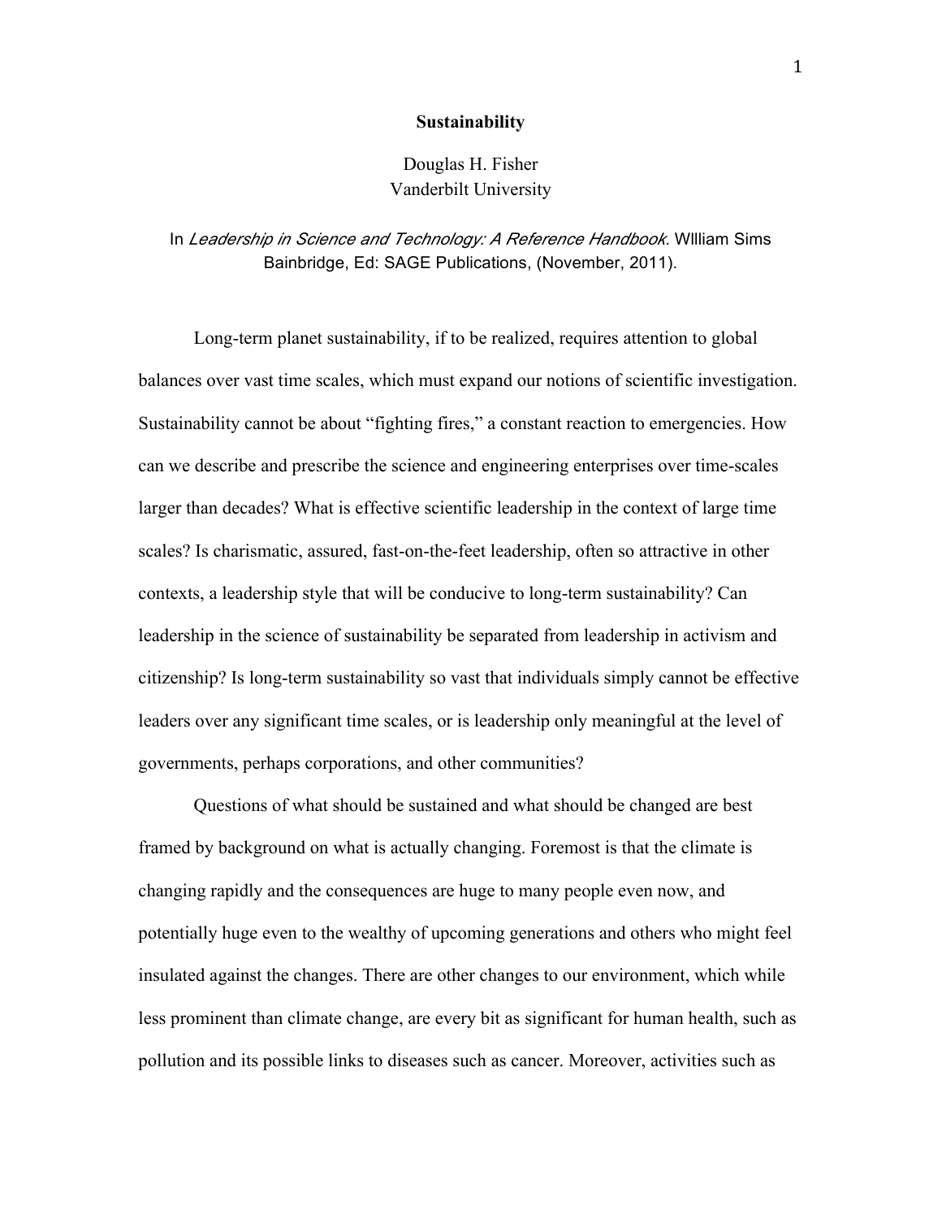# Sustainability

Douglas H. Fisher
Vanderbilt University

In *Leadership in Science and Technology: A Reference Handbook*. WIlliam Sims Bainbridge, Ed: SAGE Publications, (November, 2011).

Long-term planet sustainability, if to be realized, requires attention to global balances over vast time scales, which must expand our notions of scientific investigation. Sustainability cannot be about "fighting fires," a constant reaction to emergencies. How can we describe and prescribe the science and engineering enterprises over time-scales larger than decades? What is effective scientific leadership in the context of large time scales? Is charismatic, assured, fast-on-the-feet leadership, often so attractive in other contexts, a leadership style that will be conducive to long-term sustainability? Can leadership in the science of sustainability be separated from leadership in activism and citizenship? Is long-term sustainability so vast that individuals simply cannot be effective leaders over any significant time scales, or is leadership only meaningful at the level of governments, perhaps corporations, and other communities?

Questions of what should be sustained and what should be changed are best framed by background on what is actually changing. Foremost is that the climate is changing rapidly and the consequences are huge to many people even now, and potentially huge even to the wealthy of upcoming generations and others who might feel insulated against the changes. There are other changes to our environment, which while less prominent than climate change, are every bit as significant for human health, such as pollution and its possible links to diseases such as cancer. Moreover, activities such as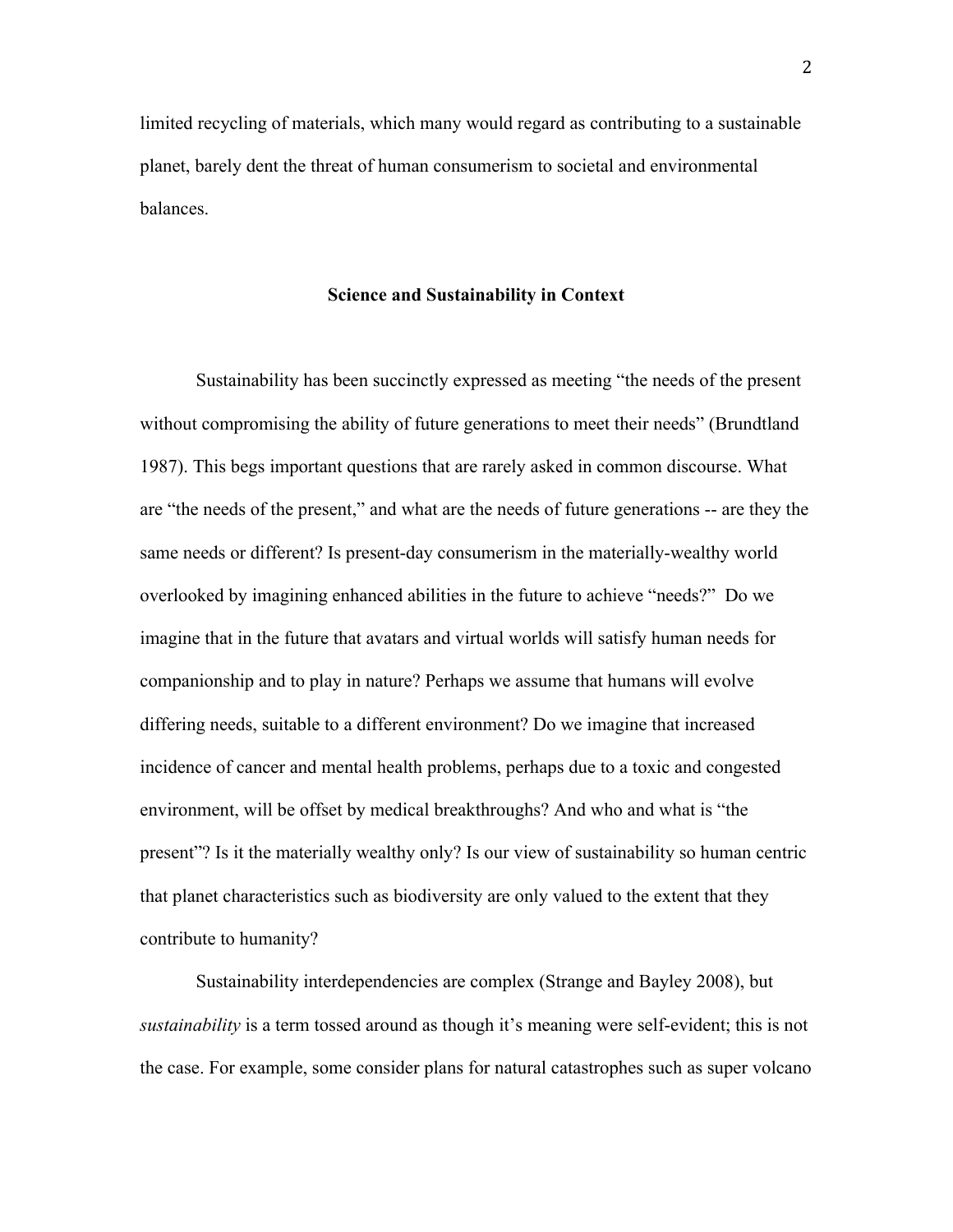limited recycling of materials, which many would regard as contributing to a sustainable planet, barely dent the threat of human consumerism to societal and environmental balances.

## Science and Sustainability in Context

Sustainability has been succinctly expressed as meeting "the needs of the present without compromising the ability of future generations to meet their needs" (Brundtland 1987). This begs important questions that are rarely asked in common discourse. What are "the needs of the present," and what are the needs of future generations -- are they the same needs or different? Is present-day consumerism in the materially-wealthy world overlooked by imagining enhanced abilities in the future to achieve "needs?" Do we imagine that in the future that avatars and virtual worlds will satisfy human needs for companionship and to play in nature? Perhaps we assume that humans will evolve differing needs, suitable to a different environment? Do we imagine that increased incidence of cancer and mental health problems, perhaps due to a toxic and congested environment, will be offset by medical breakthroughs? And who and what is "the present"? Is it the materially wealthy only? Is our view of sustainability so human centric that planet characteristics such as biodiversity are only valued to the extent that they contribute to humanity?

Sustainability interdependencies are complex (Strange and Bayley 2008), but *sustainability* is a term tossed around as though it's meaning were self-evident; this is not the case. For example, some consider plans for natural catastrophes such as super volcano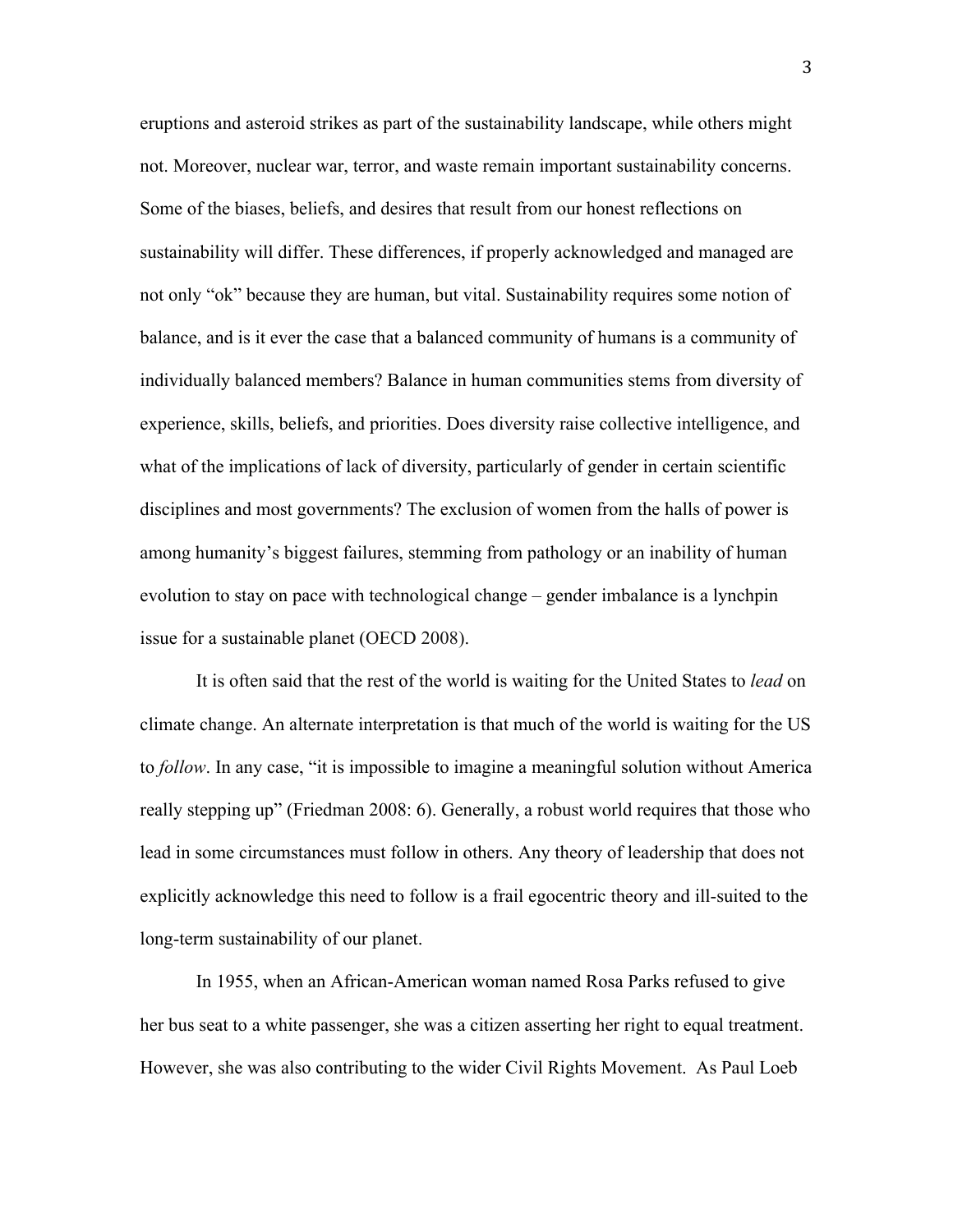eruptions and asteroid strikes as part of the sustainability landscape, while others might not. Moreover, nuclear war, terror, and waste remain important sustainability concerns. Some of the biases, beliefs, and desires that result from our honest reflections on sustainability will differ. These differences, if properly acknowledged and managed are not only "ok" because they are human, but vital. Sustainability requires some notion of balance, and is it ever the case that a balanced community of humans is a community of individually balanced members? Balance in human communities stems from diversity of experience, skills, beliefs, and priorities. Does diversity raise collective intelligence, and what of the implications of lack of diversity, particularly of gender in certain scientific disciplines and most governments? The exclusion of women from the halls of power is among humanity's biggest failures, stemming from pathology or an inability of human evolution to stay on pace with technological change – gender imbalance is a lynchpin issue for a sustainable planet (OECD 2008).

It is often said that the rest of the world is waiting for the United States to *lead* on climate change. An alternate interpretation is that much of the world is waiting for the US to *follow*. In any case, "it is impossible to imagine a meaningful solution without America really stepping up" (Friedman 2008: 6). Generally, a robust world requires that those who lead in some circumstances must follow in others. Any theory of leadership that does not explicitly acknowledge this need to follow is a frail egocentric theory and ill-suited to the long-term sustainability of our planet.

In 1955, when an African-American woman named Rosa Parks refused to give her bus seat to a white passenger, she was a citizen asserting her right to equal treatment. However, she was also contributing to the wider Civil Rights Movement. As Paul Loeb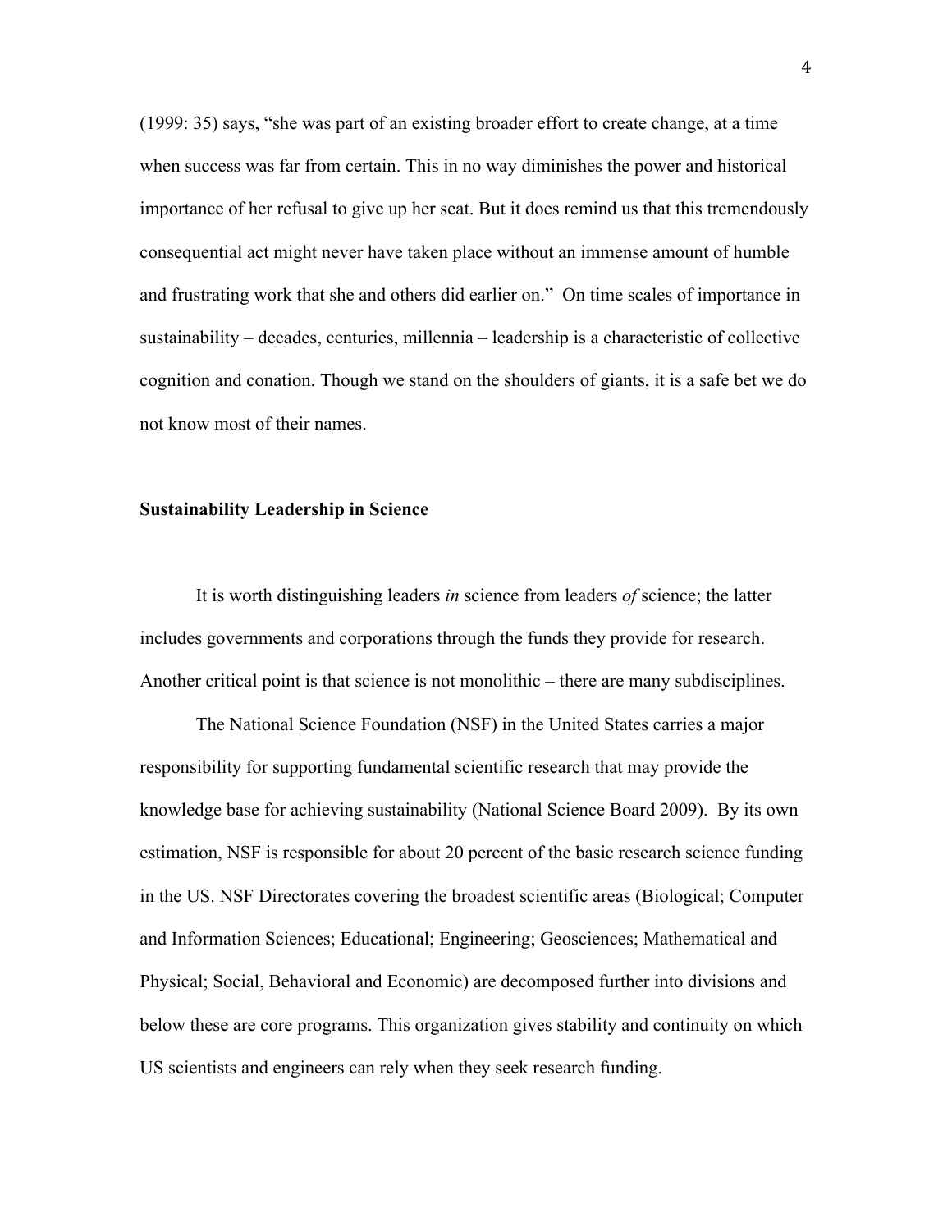(1999: 35) says, "she was part of an existing broader effort to create change, at a time when success was far from certain. This in no way diminishes the power and historical importance of her refusal to give up her seat. But it does remind us that this tremendously consequential act might never have taken place without an immense amount of humble and frustrating work that she and others did earlier on." On time scales of importance in sustainability – decades, centuries, millennia – leadership is a characteristic of collective cognition and conation. Though we stand on the shoulders of giants, it is a safe bet we do not know most of their names.

## Sustainability Leadership in Science

It is worth distinguishing leaders *in* science from leaders *of* science; the latter includes governments and corporations through the funds they provide for research. Another critical point is that science is not monolithic – there are many subdisciplines.

The National Science Foundation (NSF) in the United States carries a major responsibility for supporting fundamental scientific research that may provide the knowledge base for achieving sustainability (National Science Board 2009). By its own estimation, NSF is responsible for about 20 percent of the basic research science funding in the US. NSF Directorates covering the broadest scientific areas (Biological; Computer and Information Sciences; Educational; Engineering; Geosciences; Mathematical and Physical; Social, Behavioral and Economic) are decomposed further into divisions and below these are core programs. This organization gives stability and continuity on which US scientists and engineers can rely when they seek research funding.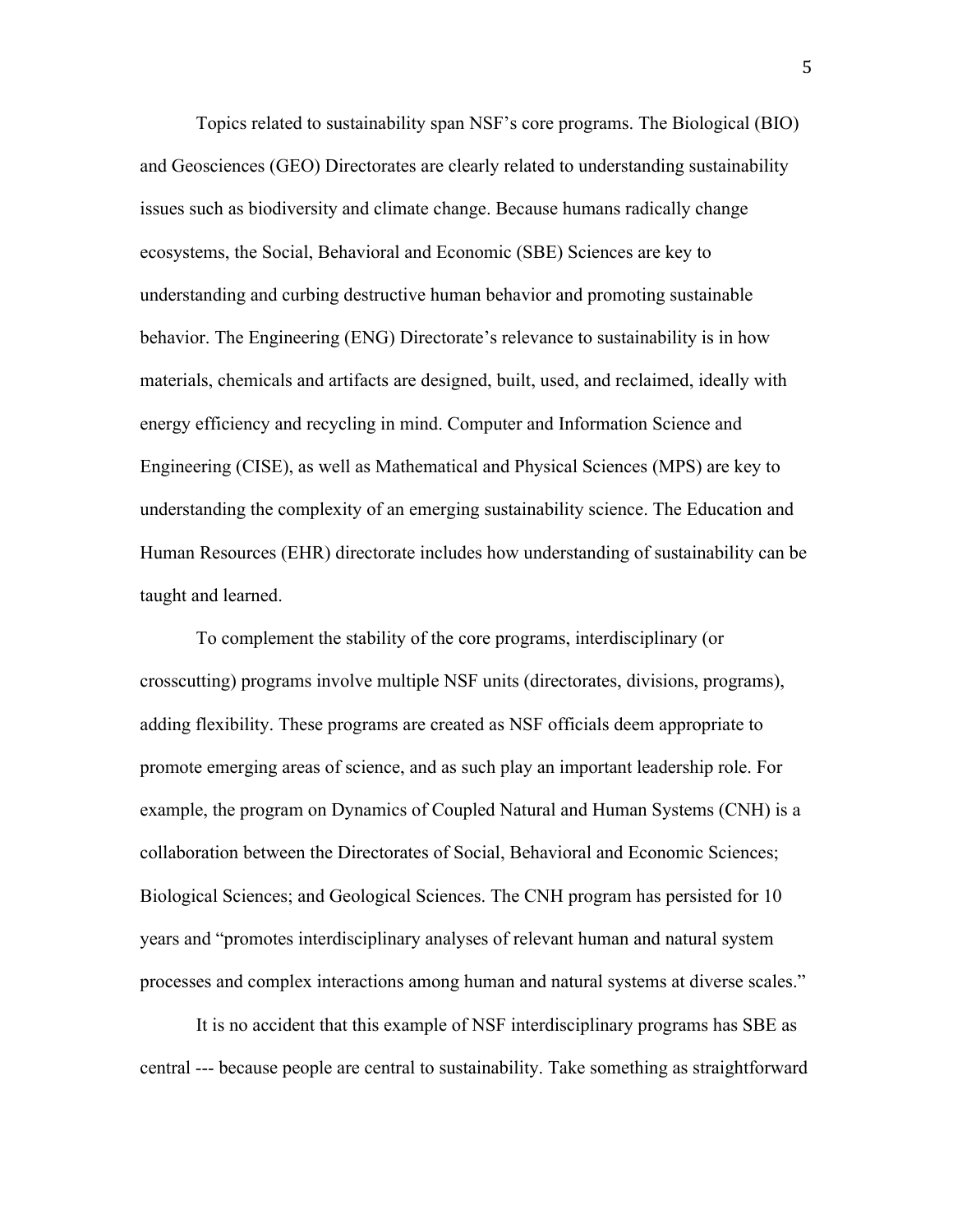Topics related to sustainability span NSF's core programs. The Biological (BIO) and Geosciences (GEO) Directorates are clearly related to understanding sustainability issues such as biodiversity and climate change. Because humans radically change ecosystems, the Social, Behavioral and Economic (SBE) Sciences are key to understanding and curbing destructive human behavior and promoting sustainable behavior. The Engineering (ENG) Directorate's relevance to sustainability is in how materials, chemicals and artifacts are designed, built, used, and reclaimed, ideally with energy efficiency and recycling in mind. Computer and Information Science and Engineering (CISE), as well as Mathematical and Physical Sciences (MPS) are key to understanding the complexity of an emerging sustainability science. The Education and Human Resources (EHR) directorate includes how understanding of sustainability can be taught and learned.

To complement the stability of the core programs, interdisciplinary (or crosscutting) programs involve multiple NSF units (directorates, divisions, programs), adding flexibility. These programs are created as NSF officials deem appropriate to promote emerging areas of science, and as such play an important leadership role. For example, the program on Dynamics of Coupled Natural and Human Systems (CNH) is a collaboration between the Directorates of Social, Behavioral and Economic Sciences; Biological Sciences; and Geological Sciences. The CNH program has persisted for 10 years and "promotes interdisciplinary analyses of relevant human and natural system processes and complex interactions among human and natural systems at diverse scales."

It is no accident that this example of NSF interdisciplinary programs has SBE as central --- because people are central to sustainability. Take something as straightforward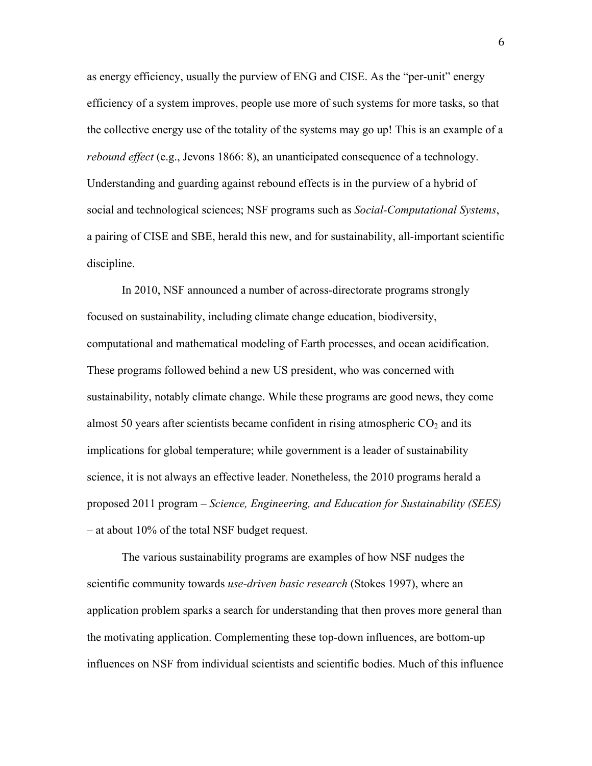as energy efficiency, usually the purview of ENG and CISE. As the "per-unit" energy efficiency of a system improves, people use more of such systems for more tasks, so that the collective energy use of the totality of the systems may go up! This is an example of a *rebound effect* (e.g., Jevons 1866: 8), an unanticipated consequence of a technology. Understanding and guarding against rebound effects is in the purview of a hybrid of social and technological sciences; NSF programs such as *Social-Computational Systems*, a pairing of CISE and SBE, herald this new, and for sustainability, all-important scientific discipline.

In 2010, NSF announced a number of across-directorate programs strongly focused on sustainability, including climate change education, biodiversity, computational and mathematical modeling of Earth processes, and ocean acidification. These programs followed behind a new US president, who was concerned with sustainability, notably climate change. While these programs are good news, they come almost 50 years after scientists became confident in rising atmospheric $CO_2$ and its implications for global temperature; while government is a leader of sustainability science, it is not always an effective leader. Nonetheless, the 2010 programs herald a proposed 2011 program – *Science, Engineering, and Education for Sustainability (SEES)* – at about 10% of the total NSF budget request.

The various sustainability programs are examples of how NSF nudges the scientific community towards *use-driven basic research* (Stokes 1997), where an application problem sparks a search for understanding that then proves more general than the motivating application. Complementing these top-down influences, are bottom-up influences on NSF from individual scientists and scientific bodies. Much of this influence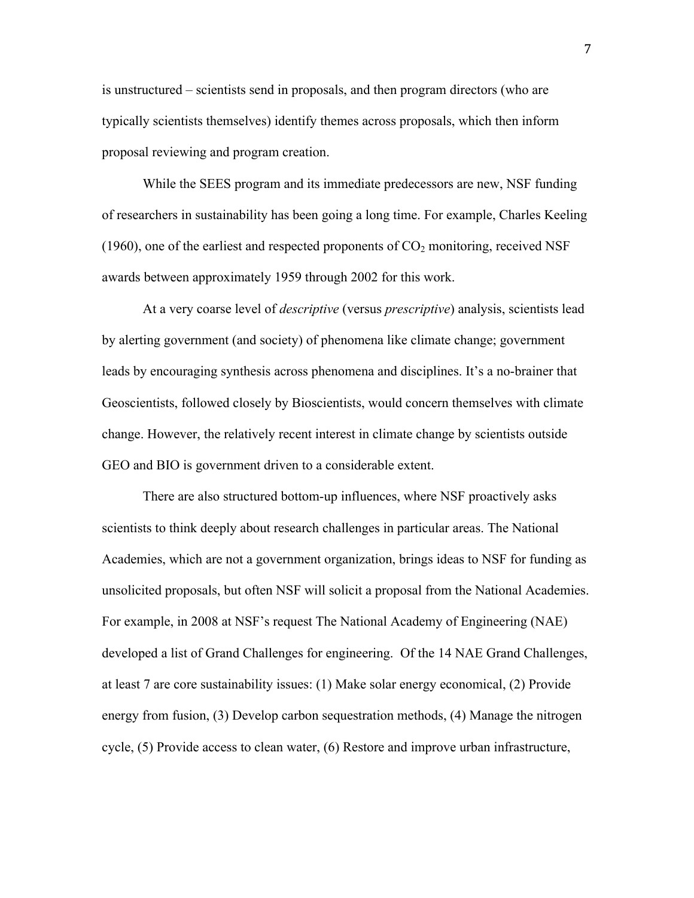is unstructured – scientists send in proposals, and then program directors (who are typically scientists themselves) identify themes across proposals, which then inform proposal reviewing and program creation.

While the SEES program and its immediate predecessors are new, NSF funding of researchers in sustainability has been going a long time. For example, Charles Keeling (1960), one of the earliest and respected proponents of $CO_2$ monitoring, received NSF awards between approximately 1959 through 2002 for this work.

At a very coarse level of *descriptive* (versus *prescriptive*) analysis, scientists lead by alerting government (and society) of phenomena like climate change; government leads by encouraging synthesis across phenomena and disciplines. It's a no-brainer that Geoscientists, followed closely by Bioscientists, would concern themselves with climate change. However, the relatively recent interest in climate change by scientists outside GEO and BIO is government driven to a considerable extent.

There are also structured bottom-up influences, where NSF proactively asks scientists to think deeply about research challenges in particular areas. The National Academies, which are not a government organization, brings ideas to NSF for funding as unsolicited proposals, but often NSF will solicit a proposal from the National Academies. For example, in 2008 at NSF's request The National Academy of Engineering (NAE) developed a list of Grand Challenges for engineering. Of the 14 NAE Grand Challenges, at least 7 are core sustainability issues: (1) Make solar energy economical, (2) Provide energy from fusion, (3) Develop carbon sequestration methods, (4) Manage the nitrogen cycle, (5) Provide access to clean water, (6) Restore and improve urban infrastructure,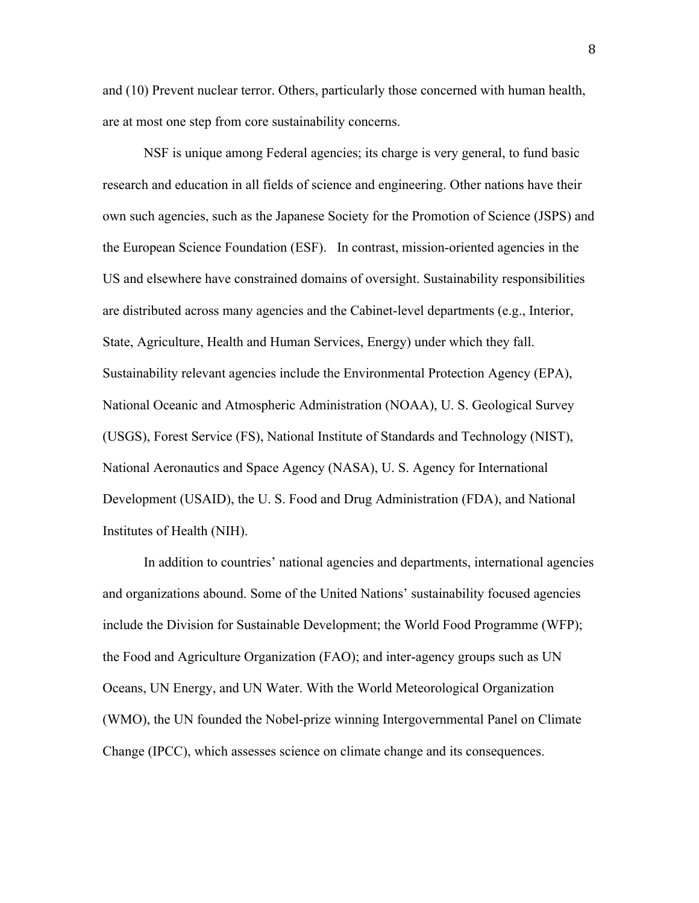and (10) Prevent nuclear terror. Others, particularly those concerned with human health, are at most one step from core sustainability concerns.

NSF is unique among Federal agencies; its charge is very general, to fund basic research and education in all fields of science and engineering. Other nations have their own such agencies, such as the Japanese Society for the Promotion of Science (JSPS) and the European Science Foundation (ESF). In contrast, mission-oriented agencies in the US and elsewhere have constrained domains of oversight. Sustainability responsibilities are distributed across many agencies and the Cabinet-level departments (e.g., Interior, State, Agriculture, Health and Human Services, Energy) under which they fall. Sustainability relevant agencies include the Environmental Protection Agency (EPA), National Oceanic and Atmospheric Administration (NOAA), U. S. Geological Survey (USGS), Forest Service (FS), National Institute of Standards and Technology (NIST), National Aeronautics and Space Agency (NASA), U. S. Agency for International Development (USAID), the U. S. Food and Drug Administration (FDA), and National Institutes of Health (NIH).

In addition to countries' national agencies and departments, international agencies and organizations abound. Some of the United Nations' sustainability focused agencies include the Division for Sustainable Development; the World Food Programme (WFP); the Food and Agriculture Organization (FAO); and inter-agency groups such as UN Oceans, UN Energy, and UN Water. With the World Meteorological Organization (WMO), the UN founded the Nobel-prize winning Intergovernmental Panel on Climate Change (IPCC), which assesses science on climate change and its consequences.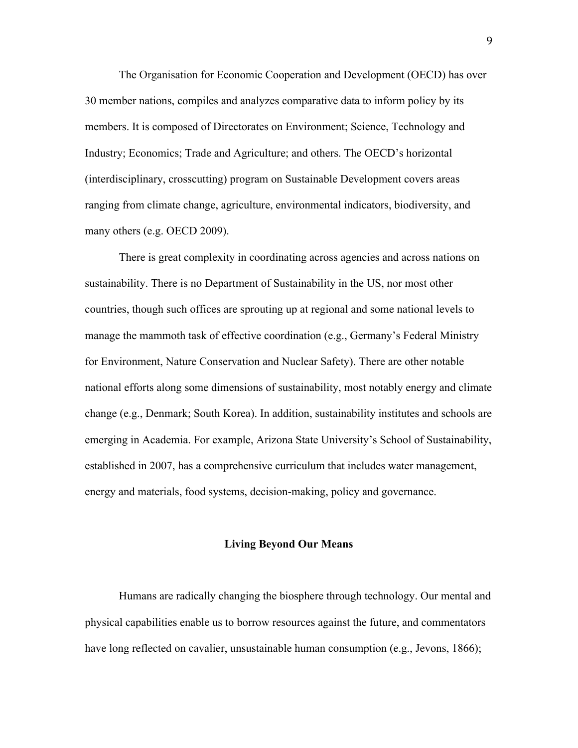The Organisation for Economic Cooperation and Development (OECD) has over 30 member nations, compiles and analyzes comparative data to inform policy by its members. It is composed of Directorates on Environment; Science, Technology and Industry; Economics; Trade and Agriculture; and others. The OECD's horizontal (interdisciplinary, crosscutting) program on Sustainable Development covers areas ranging from climate change, agriculture, environmental indicators, biodiversity, and many others (e.g. OECD 2009).

There is great complexity in coordinating across agencies and across nations on sustainability. There is no Department of Sustainability in the US, nor most other countries, though such offices are sprouting up at regional and some national levels to manage the mammoth task of effective coordination (e.g., Germany's Federal Ministry for Environment, Nature Conservation and Nuclear Safety). There are other notable national efforts along some dimensions of sustainability, most notably energy and climate change (e.g., Denmark; South Korea). In addition, sustainability institutes and schools are emerging in Academia. For example, Arizona State University's School of Sustainability, established in 2007, has a comprehensive curriculum that includes water management, energy and materials, food systems, decision-making, policy and governance.

## Living Beyond Our Means

Humans are radically changing the biosphere through technology. Our mental and physical capabilities enable us to borrow resources against the future, and commentators have long reflected on cavalier, unsustainable human consumption (e.g., Jevons, 1866);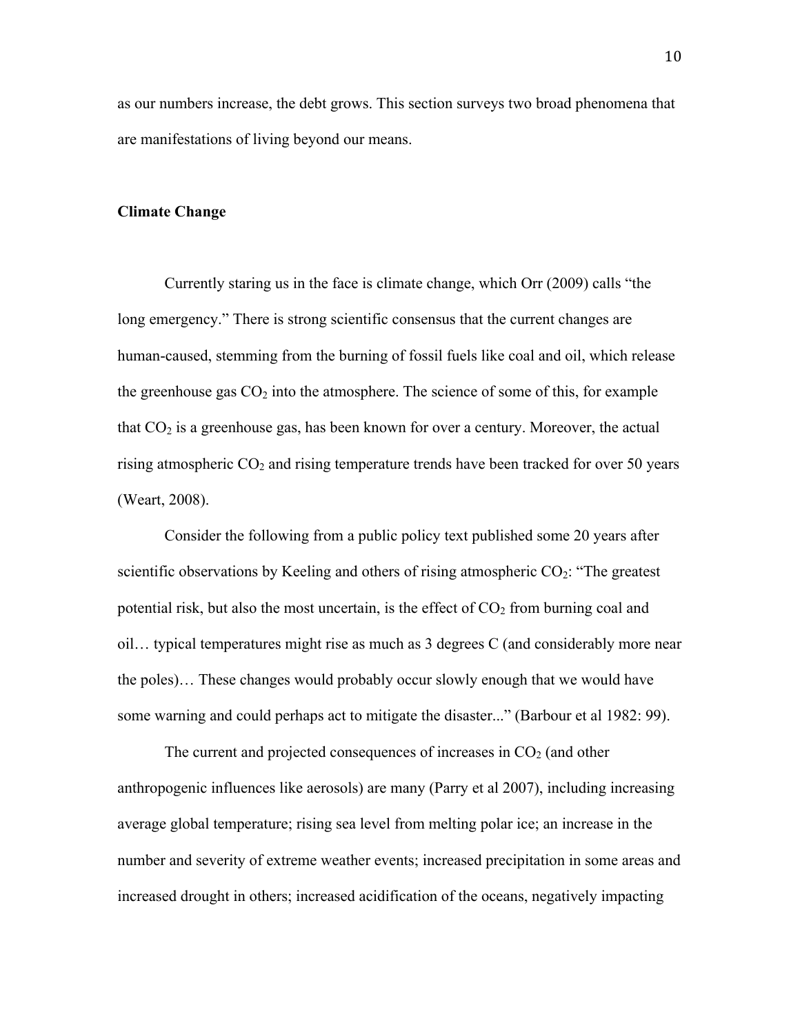as our numbers increase, the debt grows. This section surveys two broad phenomena that are manifestations of living beyond our means.

**Climate Change**

Currently staring us in the face is climate change, which Orr (2009) calls "the long emergency." There is strong scientific consensus that the current changes are human-caused, stemming from the burning of fossil fuels like coal and oil, which release the greenhouse gas $CO_2$ into the atmosphere. The science of some of this, for example that $CO_2$ is a greenhouse gas, has been known for over a century. Moreover, the actual rising atmospheric $CO_2$ and rising temperature trends have been tracked for over 50 years (Weart, 2008).

Consider the following from a public policy text published some 20 years after scientific observations by Keeling and others of rising atmospheric $CO_2$: "The greatest potential risk, but also the most uncertain, is the effect of $CO_2$ from burning coal and oil… typical temperatures might rise as much as 3 degrees C (and considerably more near the poles)… These changes would probably occur slowly enough that we would have some warning and could perhaps act to mitigate the disaster..." (Barbour et al 1982: 99).

The current and projected consequences of increases in $CO_2$ (and other anthropogenic influences like aerosols) are many (Parry et al 2007), including increasing average global temperature; rising sea level from melting polar ice; an increase in the number and severity of extreme weather events; increased precipitation in some areas and increased drought in others; increased acidification of the oceans, negatively impacting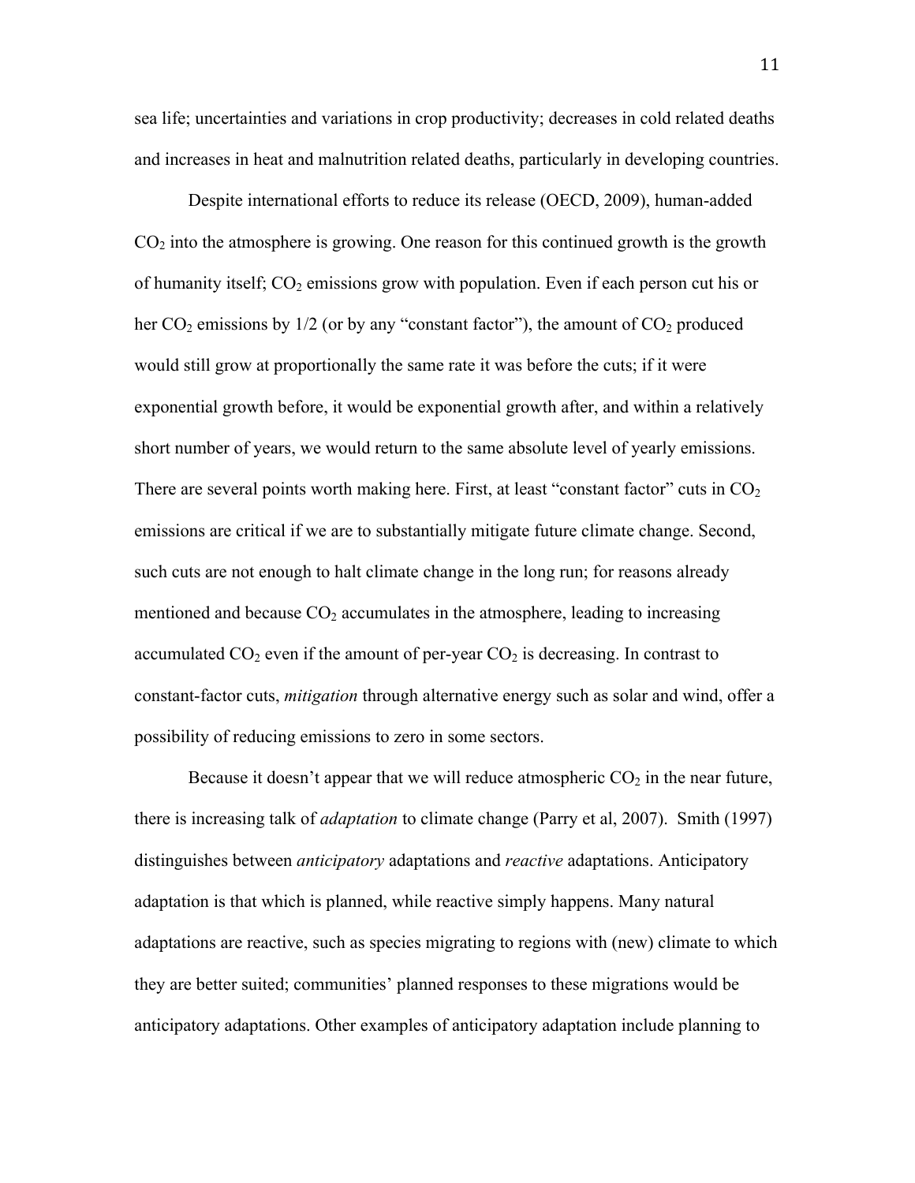sea life; uncertainties and variations in crop productivity; decreases in cold related deaths and increases in heat and malnutrition related deaths, particularly in developing countries.

Despite international efforts to reduce its release (OECD, 2009), human-added $CO_2$ into the atmosphere is growing. One reason for this continued growth is the growth of humanity itself; $CO_2$ emissions grow with population. Even if each person cut his or her $CO_2$ emissions by 1/2 (or by any "constant factor"), the amount of $CO_2$ produced would still grow at proportionally the same rate it was before the cuts; if it were exponential growth before, it would be exponential growth after, and within a relatively short number of years, we would return to the same absolute level of yearly emissions. There are several points worth making here. First, at least "constant factor" cuts in $CO_2$ emissions are critical if we are to substantially mitigate future climate change. Second, such cuts are not enough to halt climate change in the long run; for reasons already mentioned and because $CO_2$ accumulates in the atmosphere, leading to increasing accumulated $CO_2$ even if the amount of per-year $CO_2$ is decreasing. In contrast to constant-factor cuts, *mitigation* through alternative energy such as solar and wind, offer a possibility of reducing emissions to zero in some sectors.

Because it doesn't appear that we will reduce atmospheric $CO_2$ in the near future, there is increasing talk of *adaptation* to climate change (Parry et al, 2007). Smith (1997) distinguishes between *anticipatory* adaptations and *reactive* adaptations. Anticipatory adaptation is that which is planned, while reactive simply happens. Many natural adaptations are reactive, such as species migrating to regions with (new) climate to which they are better suited; communities' planned responses to these migrations would be anticipatory adaptations. Other examples of anticipatory adaptation include planning to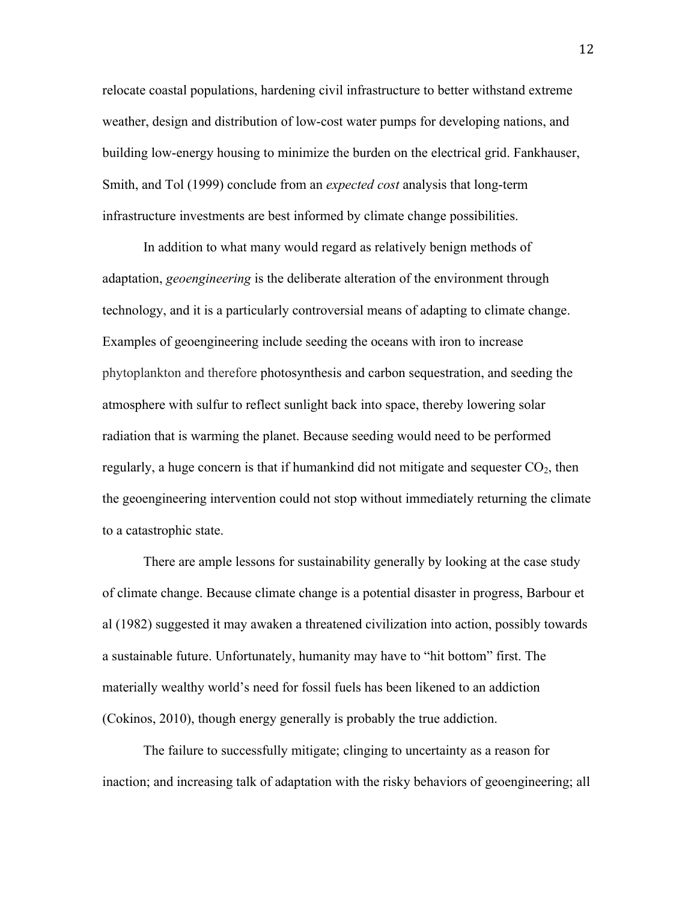relocate coastal populations, hardening civil infrastructure to better withstand extreme weather, design and distribution of low-cost water pumps for developing nations, and building low-energy housing to minimize the burden on the electrical grid. Fankhauser, Smith, and Tol (1999) conclude from an *expected cost* analysis that long-term infrastructure investments are best informed by climate change possibilities.

In addition to what many would regard as relatively benign methods of adaptation, *geoengineering* is the deliberate alteration of the environment through technology, and it is a particularly controversial means of adapting to climate change. Examples of geoengineering include seeding the oceans with iron to increase phytoplankton and therefore photosynthesis and carbon sequestration, and seeding the atmosphere with sulfur to reflect sunlight back into space, thereby lowering solar radiation that is warming the planet. Because seeding would need to be performed regularly, a huge concern is that if humankind did not mitigate and sequester $CO_2$, then the geoengineering intervention could not stop without immediately returning the climate to a catastrophic state.

There are ample lessons for sustainability generally by looking at the case study of climate change. Because climate change is a potential disaster in progress, Barbour et al (1982) suggested it may awaken a threatened civilization into action, possibly towards a sustainable future. Unfortunately, humanity may have to "hit bottom" first. The materially wealthy world's need for fossil fuels has been likened to an addiction (Cokinos, 2010), though energy generally is probably the true addiction.

The failure to successfully mitigate; clinging to uncertainty as a reason for inaction; and increasing talk of adaptation with the risky behaviors of geoengineering; all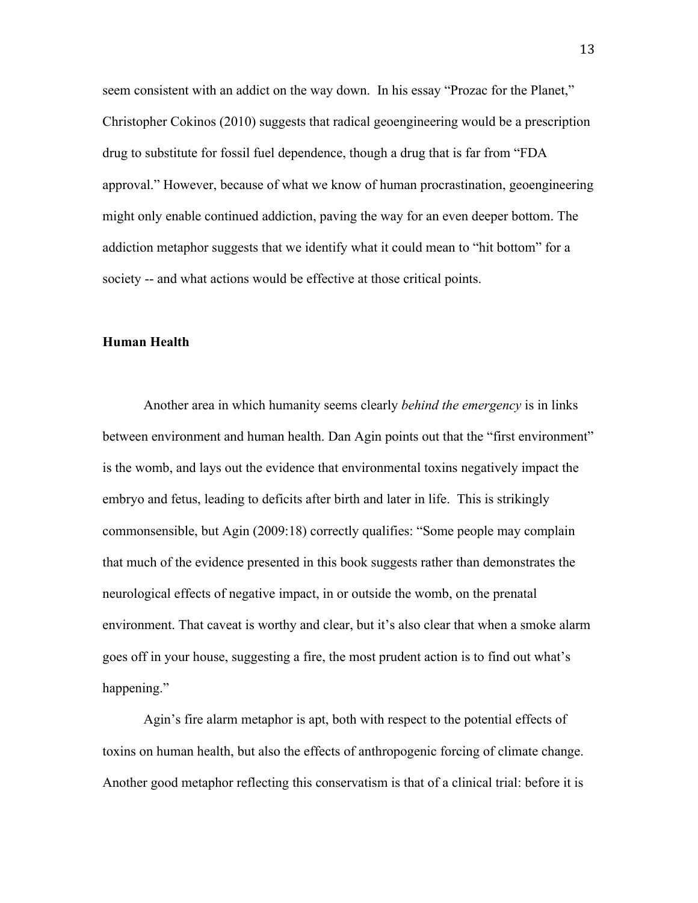seem consistent with an addict on the way down. In his essay “Prozac for the Planet,” Christopher Cokinos (2010) suggests that radical geoengineering would be a prescription drug to substitute for fossil fuel dependence, though a drug that is far from “FDA approval.” However, because of what we know of human procrastination, geoengineering might only enable continued addiction, paving the way for an even deeper bottom. The addiction metaphor suggests that we identify what it could mean to “hit bottom” for a society -- and what actions would be effective at those critical points.

**Human Health**

Another area in which humanity seems clearly *behind the emergency* is in links between environment and human health. Dan Agin points out that the “first environment” is the womb, and lays out the evidence that environmental toxins negatively impact the embryo and fetus, leading to deficits after birth and later in life. This is strikingly commonsensible, but Agin (2009:18) correctly qualifies: “Some people may complain that much of the evidence presented in this book suggests rather than demonstrates the neurological effects of negative impact, in or outside the womb, on the prenatal environment. That caveat is worthy and clear, but it’s also clear that when a smoke alarm goes off in your house, suggesting a fire, the most prudent action is to find out what’s happening.”

Agin’s fire alarm metaphor is apt, both with respect to the potential effects of toxins on human health, but also the effects of anthropogenic forcing of climate change. Another good metaphor reflecting this conservatism is that of a clinical trial: before it is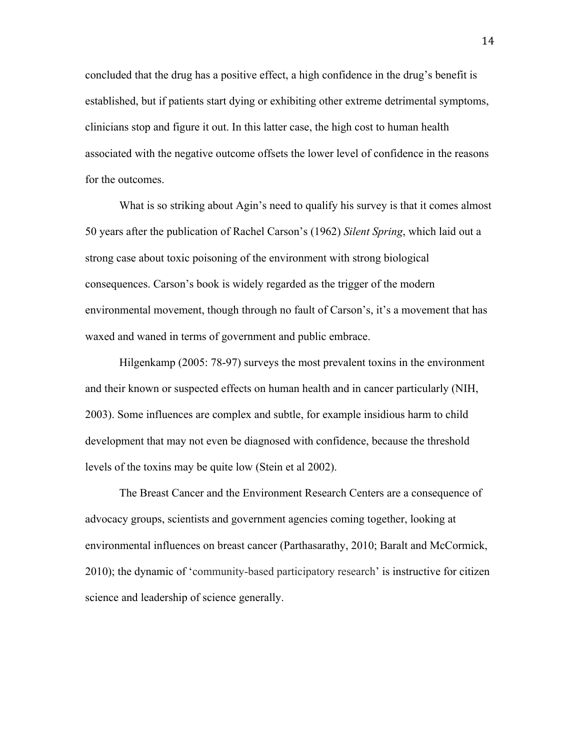concluded that the drug has a positive effect, a high confidence in the drug's benefit is established, but if patients start dying or exhibiting other extreme detrimental symptoms, clinicians stop and figure it out. In this latter case, the high cost to human health associated with the negative outcome offsets the lower level of confidence in the reasons for the outcomes.

What is so striking about Agin's need to qualify his survey is that it comes almost 50 years after the publication of Rachel Carson's (1962) *Silent Spring*, which laid out a strong case about toxic poisoning of the environment with strong biological consequences. Carson's book is widely regarded as the trigger of the modern environmental movement, though through no fault of Carson's, it's a movement that has waxed and waned in terms of government and public embrace.

Hilgenkamp (2005: 78-97) surveys the most prevalent toxins in the environment and their known or suspected effects on human health and in cancer particularly (NIH, 2003). Some influences are complex and subtle, for example insidious harm to child development that may not even be diagnosed with confidence, because the threshold levels of the toxins may be quite low (Stein et al 2002).

The Breast Cancer and the Environment Research Centers are a consequence of advocacy groups, scientists and government agencies coming together, looking at environmental influences on breast cancer (Parthasarathy, 2010; Baralt and McCormick, 2010); the dynamic of 'community-based participatory research' is instructive for citizen science and leadership of science generally.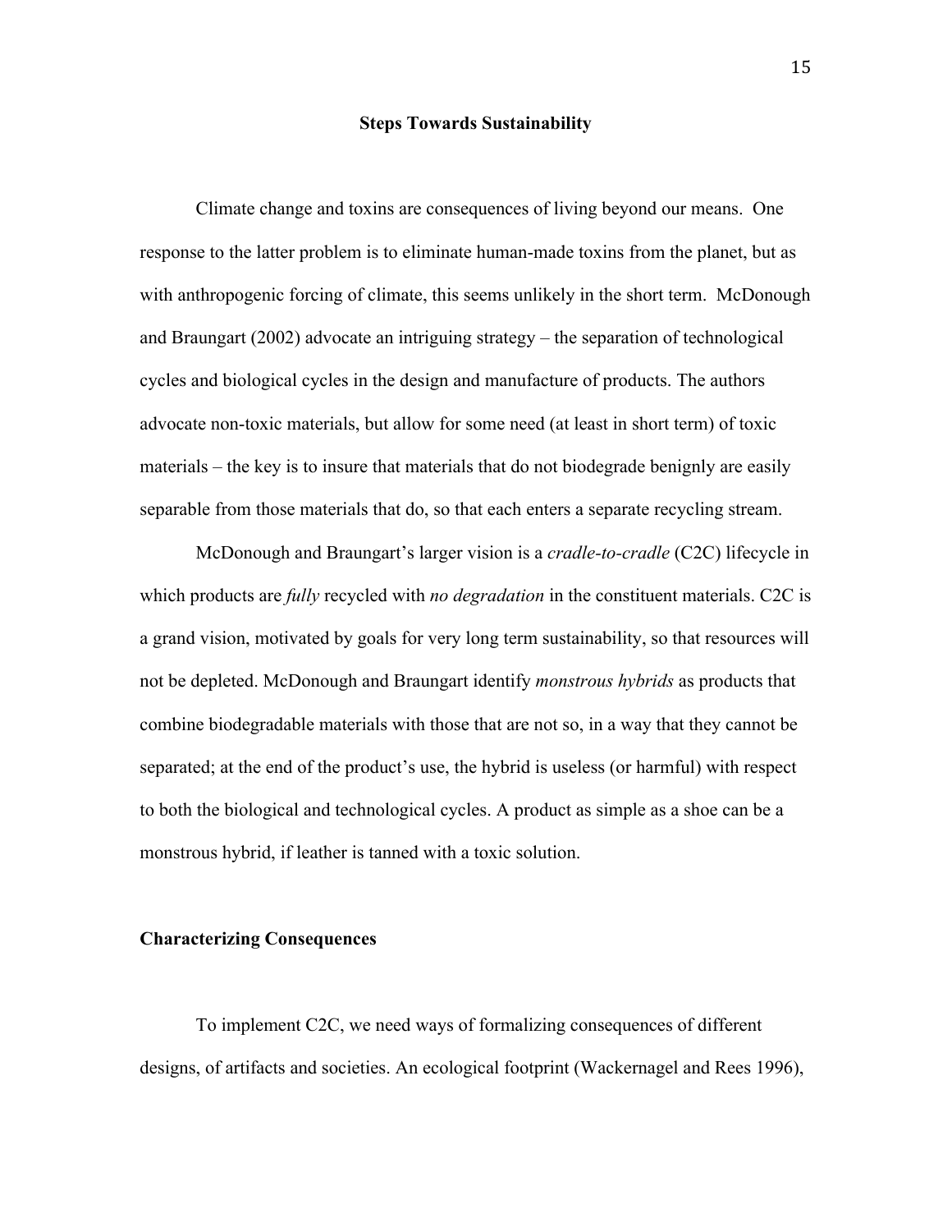## Steps Towards Sustainability

Climate change and toxins are consequences of living beyond our means. One response to the latter problem is to eliminate human-made toxins from the planet, but as with anthropogenic forcing of climate, this seems unlikely in the short term. McDonough and Braungart (2002) advocate an intriguing strategy – the separation of technological cycles and biological cycles in the design and manufacture of products. The authors advocate non-toxic materials, but allow for some need (at least in short term) of toxic materials – the key is to insure that materials that do not biodegrade benignly are easily separable from those materials that do, so that each enters a separate recycling stream.

McDonough and Braungart's larger vision is a *cradle-to-cradle* (C2C) lifecycle in which products are *fully* recycled with *no degradation* in the constituent materials. C2C is a grand vision, motivated by goals for very long term sustainability, so that resources will not be depleted. McDonough and Braungart identify *monstrous hybrids* as products that combine biodegradable materials with those that are not so, in a way that they cannot be separated; at the end of the product's use, the hybrid is useless (or harmful) with respect to both the biological and technological cycles. A product as simple as a shoe can be a monstrous hybrid, if leather is tanned with a toxic solution.

### Characterizing Consequences

To implement C2C, we need ways of formalizing consequences of different designs, of artifacts and societies. An ecological footprint (Wackernagel and Rees 1996),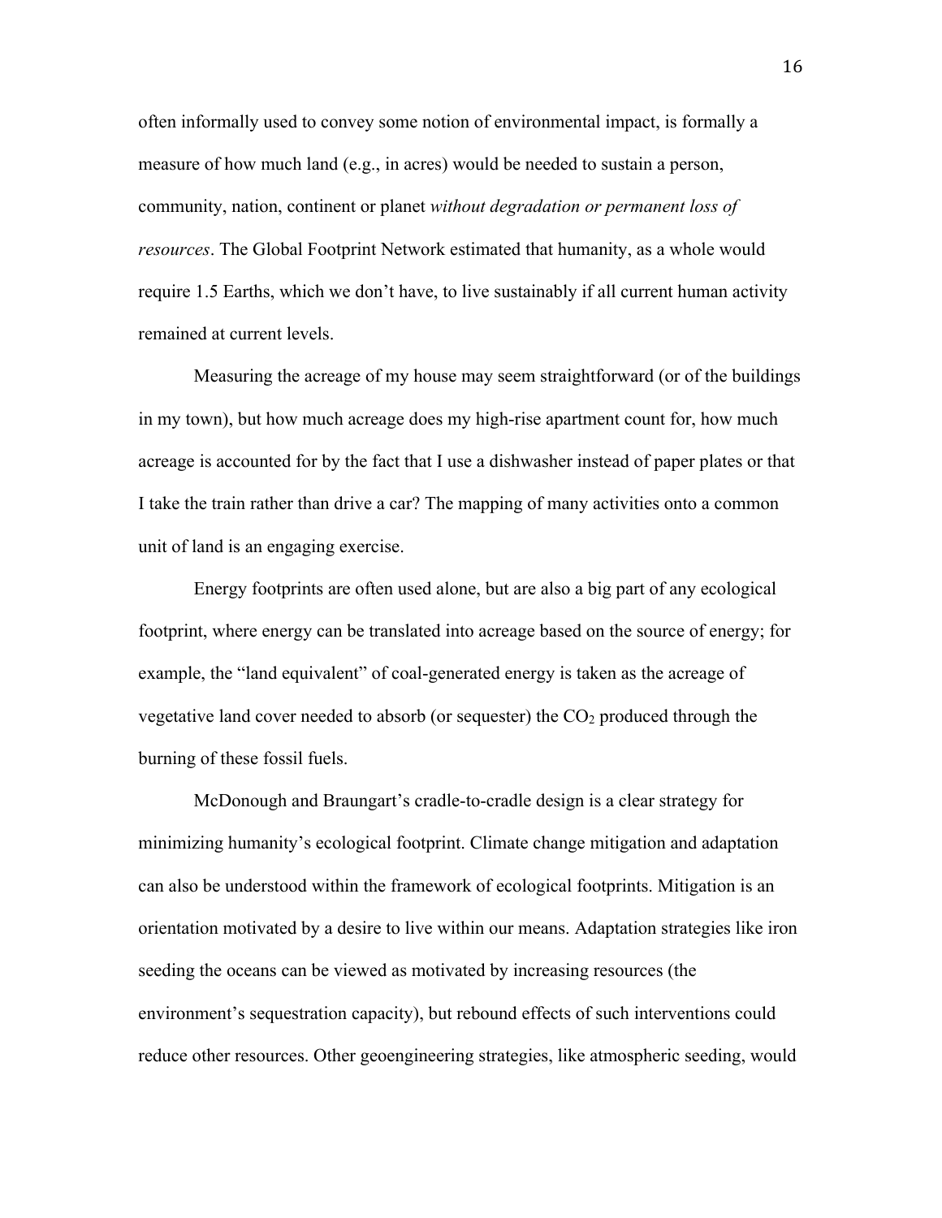often informally used to convey some notion of environmental impact, is formally a measure of how much land (e.g., in acres) would be needed to sustain a person, community, nation, continent or planet *without degradation or permanent loss of resources*. The Global Footprint Network estimated that humanity, as a whole would require 1.5 Earths, which we don't have, to live sustainably if all current human activity remained at current levels.

Measuring the acreage of my house may seem straightforward (or of the buildings in my town), but how much acreage does my high-rise apartment count for, how much acreage is accounted for by the fact that I use a dishwasher instead of paper plates or that I take the train rather than drive a car? The mapping of many activities onto a common unit of land is an engaging exercise.

Energy footprints are often used alone, but are also a big part of any ecological footprint, where energy can be translated into acreage based on the source of energy; for example, the "land equivalent" of coal-generated energy is taken as the acreage of vegetative land cover needed to absorb (or sequester) the $CO_2$ produced through the burning of these fossil fuels.

McDonough and Braungart's cradle-to-cradle design is a clear strategy for minimizing humanity's ecological footprint. Climate change mitigation and adaptation can also be understood within the framework of ecological footprints. Mitigation is an orientation motivated by a desire to live within our means. Adaptation strategies like iron seeding the oceans can be viewed as motivated by increasing resources (the environment's sequestration capacity), but rebound effects of such interventions could reduce other resources. Other geoengineering strategies, like atmospheric seeding, would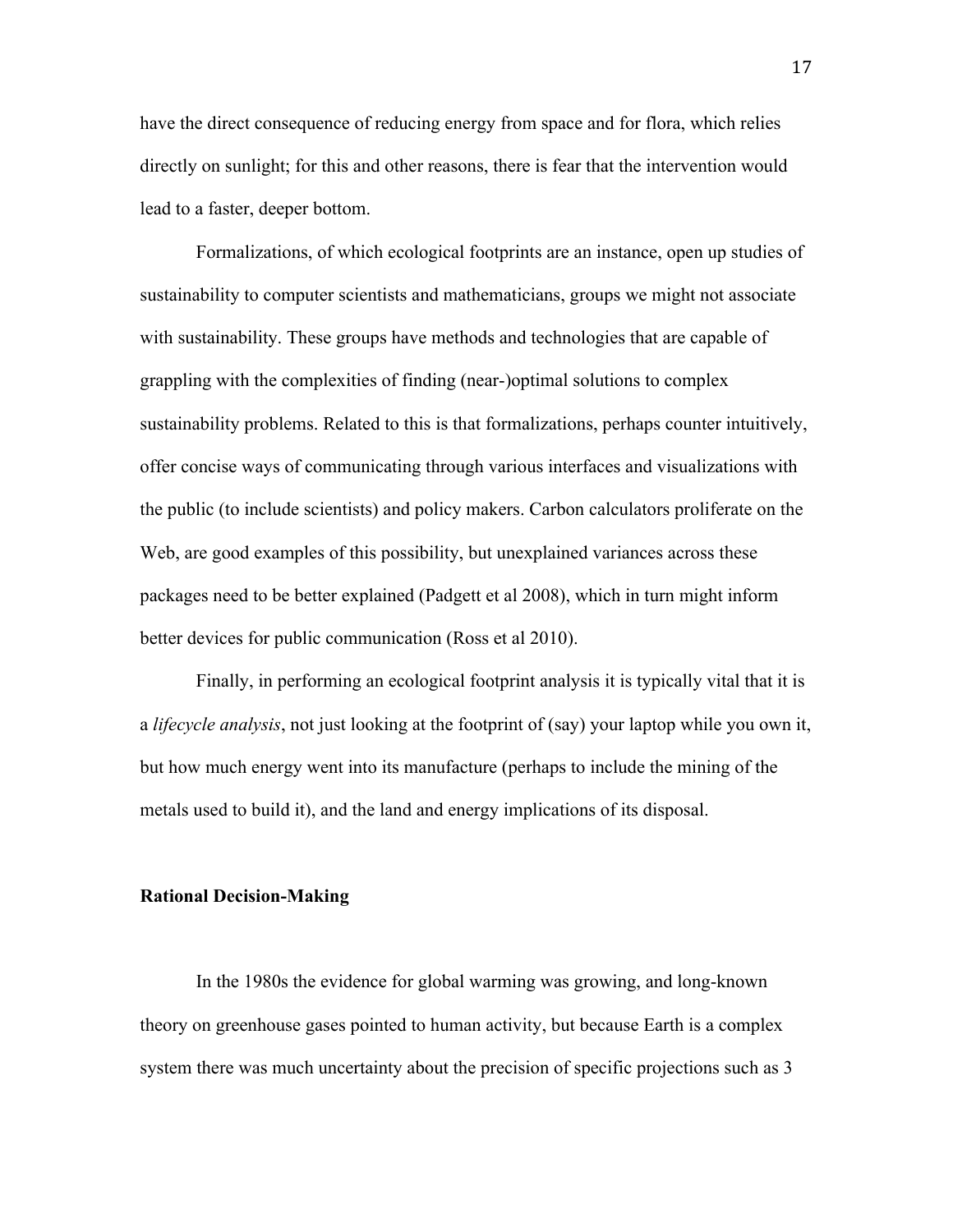have the direct consequence of reducing energy from space and for flora, which relies directly on sunlight; for this and other reasons, there is fear that the intervention would lead to a faster, deeper bottom.

Formalizations, of which ecological footprints are an instance, open up studies of sustainability to computer scientists and mathematicians, groups we might not associate with sustainability. These groups have methods and technologies that are capable of grappling with the complexities of finding (near-)optimal solutions to complex sustainability problems. Related to this is that formalizations, perhaps counter intuitively, offer concise ways of communicating through various interfaces and visualizations with the public (to include scientists) and policy makers. Carbon calculators proliferate on the Web, are good examples of this possibility, but unexplained variances across these packages need to be better explained (Padgett et al 2008), which in turn might inform better devices for public communication (Ross et al 2010).

Finally, in performing an ecological footprint analysis it is typically vital that it is a *lifecycle analysis*, not just looking at the footprint of (say) your laptop while you own it, but how much energy went into its manufacture (perhaps to include the mining of the metals used to build it), and the land and energy implications of its disposal.

**Rational Decision-Making**

In the 1980s the evidence for global warming was growing, and long-known theory on greenhouse gases pointed to human activity, but because Earth is a complex system there was much uncertainty about the precision of specific projections such as 3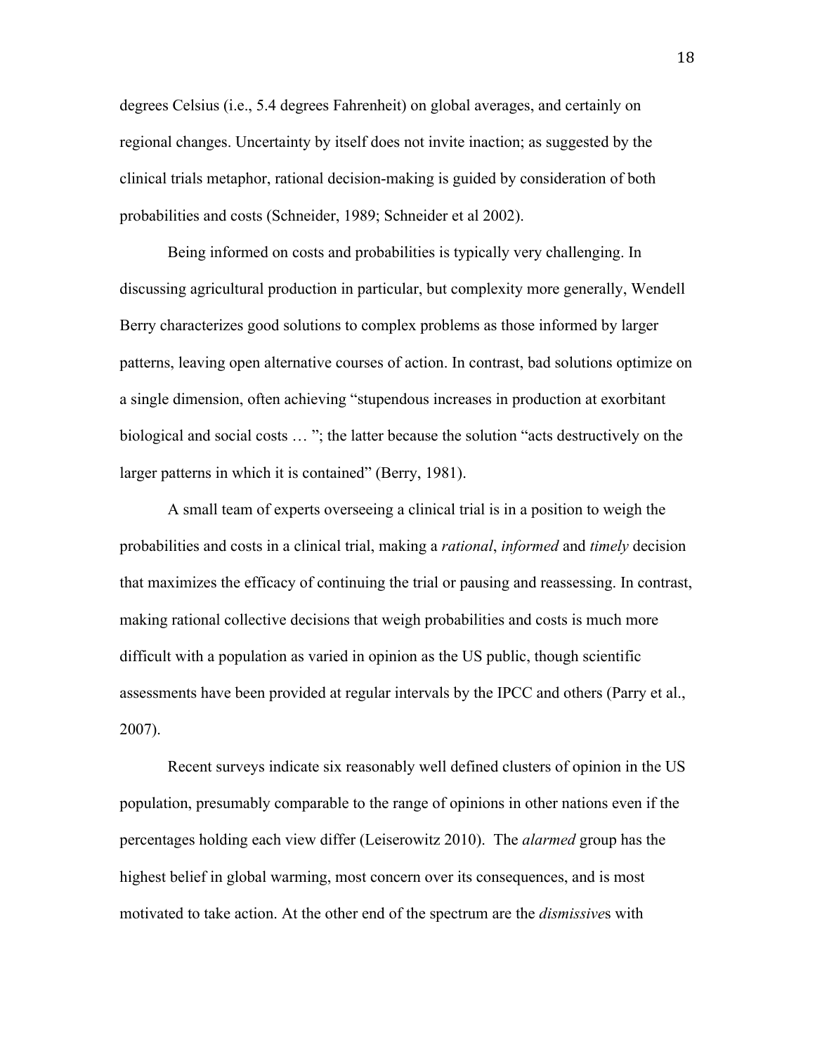degrees Celsius (i.e., 5.4 degrees Fahrenheit) on global averages, and certainly on regional changes. Uncertainty by itself does not invite inaction; as suggested by the clinical trials metaphor, rational decision-making is guided by consideration of both probabilities and costs (Schneider, 1989; Schneider et al 2002).

Being informed on costs and probabilities is typically very challenging. In discussing agricultural production in particular, but complexity more generally, Wendell Berry characterizes good solutions to complex problems as those informed by larger patterns, leaving open alternative courses of action. In contrast, bad solutions optimize on a single dimension, often achieving "stupendous increases in production at exorbitant biological and social costs … "; the latter because the solution "acts destructively on the larger patterns in which it is contained" (Berry, 1981).

A small team of experts overseeing a clinical trial is in a position to weigh the probabilities and costs in a clinical trial, making a *rational*, *informed* and *timely* decision that maximizes the efficacy of continuing the trial or pausing and reassessing. In contrast, making rational collective decisions that weigh probabilities and costs is much more difficult with a population as varied in opinion as the US public, though scientific assessments have been provided at regular intervals by the IPCC and others (Parry et al., 2007).

Recent surveys indicate six reasonably well defined clusters of opinion in the US population, presumably comparable to the range of opinions in other nations even if the percentages holding each view differ (Leiserowitz 2010). The *alarmed* group has the highest belief in global warming, most concern over its consequences, and is most motivated to take action. At the other end of the spectrum are the *dismissive*s with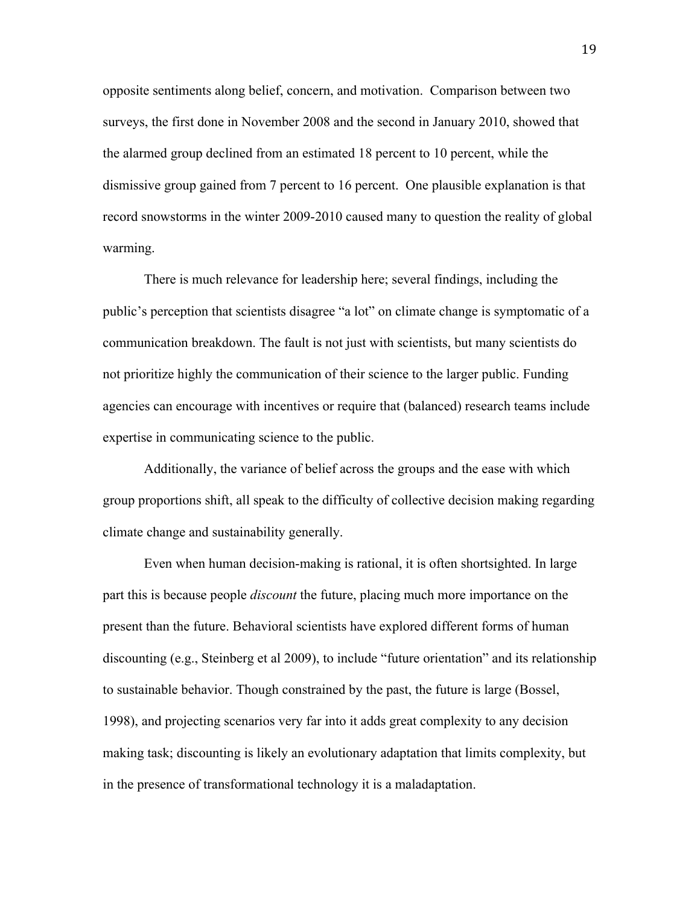opposite sentiments along belief, concern, and motivation. Comparison between two surveys, the first done in November 2008 and the second in January 2010, showed that the alarmed group declined from an estimated 18 percent to 10 percent, while the dismissive group gained from 7 percent to 16 percent. One plausible explanation is that record snowstorms in the winter 2009-2010 caused many to question the reality of global warming.

There is much relevance for leadership here; several findings, including the public's perception that scientists disagree "a lot" on climate change is symptomatic of a communication breakdown. The fault is not just with scientists, but many scientists do not prioritize highly the communication of their science to the larger public. Funding agencies can encourage with incentives or require that (balanced) research teams include expertise in communicating science to the public.

Additionally, the variance of belief across the groups and the ease with which group proportions shift, all speak to the difficulty of collective decision making regarding climate change and sustainability generally.

Even when human decision-making is rational, it is often shortsighted. In large part this is because people *discount* the future, placing much more importance on the present than the future. Behavioral scientists have explored different forms of human discounting (e.g., Steinberg et al 2009), to include "future orientation" and its relationship to sustainable behavior. Though constrained by the past, the future is large (Bossel, 1998), and projecting scenarios very far into it adds great complexity to any decision making task; discounting is likely an evolutionary adaptation that limits complexity, but in the presence of transformational technology it is a maladaptation.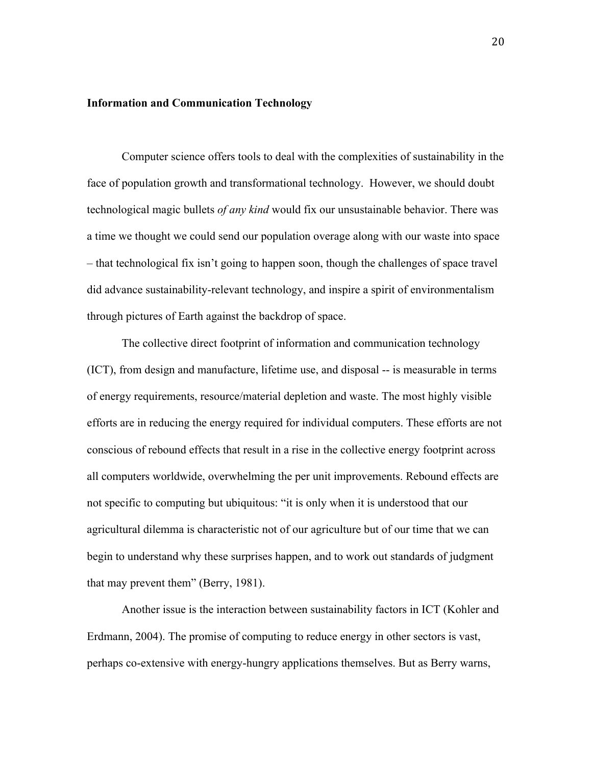**Information and Communication Technology**

Computer science offers tools to deal with the complexities of sustainability in the face of population growth and transformational technology. However, we should doubt technological magic bullets *of any kind* would fix our unsustainable behavior. There was a time we thought we could send our population overage along with our waste into space – that technological fix isn't going to happen soon, though the challenges of space travel did advance sustainability-relevant technology, and inspire a spirit of environmentalism through pictures of Earth against the backdrop of space.

The collective direct footprint of information and communication technology (ICT), from design and manufacture, lifetime use, and disposal -- is measurable in terms of energy requirements, resource/material depletion and waste. The most highly visible efforts are in reducing the energy required for individual computers. These efforts are not conscious of rebound effects that result in a rise in the collective energy footprint across all computers worldwide, overwhelming the per unit improvements. Rebound effects are not specific to computing but ubiquitous: "it is only when it is understood that our agricultural dilemma is characteristic not of our agriculture but of our time that we can begin to understand why these surprises happen, and to work out standards of judgment that may prevent them" (Berry, 1981).

Another issue is the interaction between sustainability factors in ICT (Kohler and Erdmann, 2004). The promise of computing to reduce energy in other sectors is vast, perhaps co-extensive with energy-hungry applications themselves. But as Berry warns,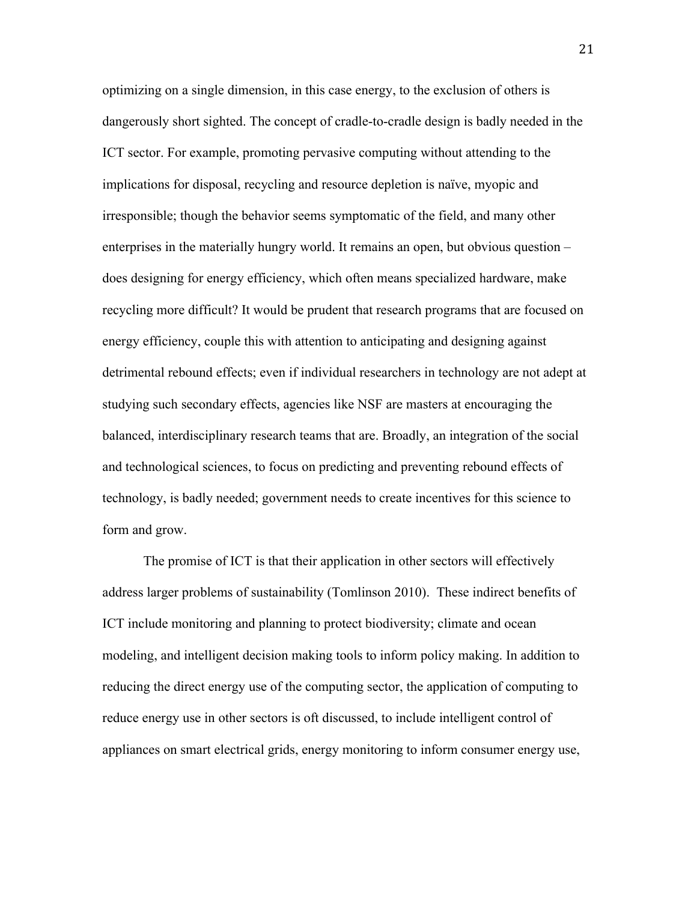optimizing on a single dimension, in this case energy, to the exclusion of others is dangerously short sighted. The concept of cradle-to-cradle design is badly needed in the ICT sector. For example, promoting pervasive computing without attending to the implications for disposal, recycling and resource depletion is naïve, myopic and irresponsible; though the behavior seems symptomatic of the field, and many other enterprises in the materially hungry world. It remains an open, but obvious question – does designing for energy efficiency, which often means specialized hardware, make recycling more difficult? It would be prudent that research programs that are focused on energy efficiency, couple this with attention to anticipating and designing against detrimental rebound effects; even if individual researchers in technology are not adept at studying such secondary effects, agencies like NSF are masters at encouraging the balanced, interdisciplinary research teams that are. Broadly, an integration of the social and technological sciences, to focus on predicting and preventing rebound effects of technology, is badly needed; government needs to create incentives for this science to form and grow.

The promise of ICT is that their application in other sectors will effectively address larger problems of sustainability (Tomlinson 2010). These indirect benefits of ICT include monitoring and planning to protect biodiversity; climate and ocean modeling, and intelligent decision making tools to inform policy making. In addition to reducing the direct energy use of the computing sector, the application of computing to reduce energy use in other sectors is oft discussed, to include intelligent control of appliances on smart electrical grids, energy monitoring to inform consumer energy use,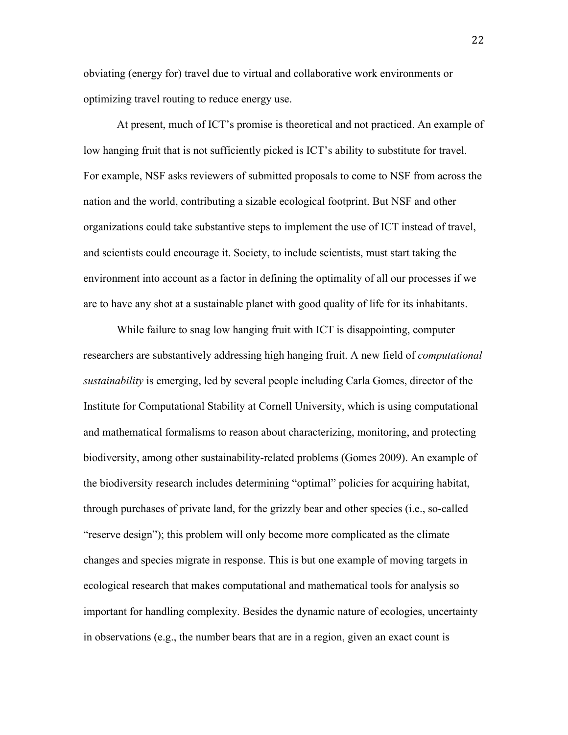obviating (energy for) travel due to virtual and collaborative work environments or optimizing travel routing to reduce energy use.

At present, much of ICT's promise is theoretical and not practiced. An example of low hanging fruit that is not sufficiently picked is ICT's ability to substitute for travel. For example, NSF asks reviewers of submitted proposals to come to NSF from across the nation and the world, contributing a sizable ecological footprint. But NSF and other organizations could take substantive steps to implement the use of ICT instead of travel, and scientists could encourage it. Society, to include scientists, must start taking the environment into account as a factor in defining the optimality of all our processes if we are to have any shot at a sustainable planet with good quality of life for its inhabitants.

While failure to snag low hanging fruit with ICT is disappointing, computer researchers are substantively addressing high hanging fruit. A new field of *computational sustainability* is emerging, led by several people including Carla Gomes, director of the Institute for Computational Stability at Cornell University, which is using computational and mathematical formalisms to reason about characterizing, monitoring, and protecting biodiversity, among other sustainability-related problems (Gomes 2009). An example of the biodiversity research includes determining "optimal" policies for acquiring habitat, through purchases of private land, for the grizzly bear and other species (i.e., so-called "reserve design"); this problem will only become more complicated as the climate changes and species migrate in response. This is but one example of moving targets in ecological research that makes computational and mathematical tools for analysis so important for handling complexity. Besides the dynamic nature of ecologies, uncertainty in observations (e.g., the number bears that are in a region, given an exact count is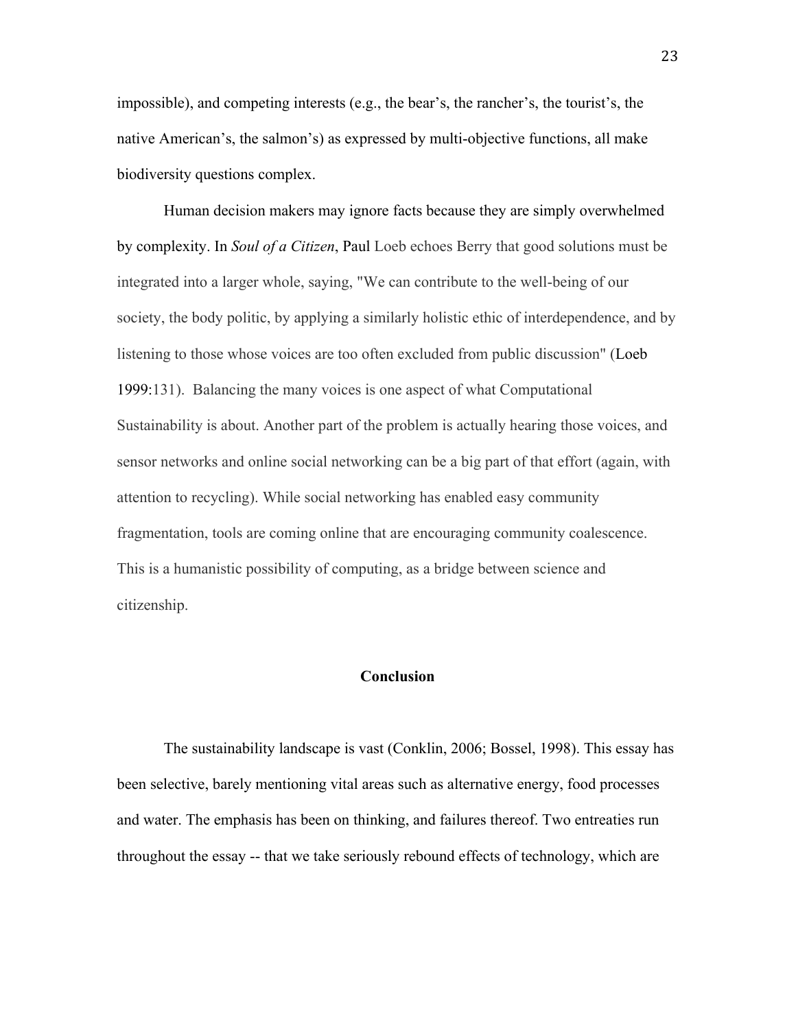impossible), and competing interests (e.g., the bear's, the rancher's, the tourist's, the native American's, the salmon's) as expressed by multi-objective functions, all make biodiversity questions complex.

Human decision makers may ignore facts because they are simply overwhelmed by complexity. In *Soul of a Citizen*, Paul Loeb echoes Berry that good solutions must be integrated into a larger whole, saying, "We can contribute to the well-being of our society, the body politic, by applying a similarly holistic ethic of interdependence, and by listening to those whose voices are too often excluded from public discussion" (Loeb 1999:131). Balancing the many voices is one aspect of what Computational Sustainability is about. Another part of the problem is actually hearing those voices, and sensor networks and online social networking can be a big part of that effort (again, with attention to recycling). While social networking has enabled easy community fragmentation, tools are coming online that are encouraging community coalescence. This is a humanistic possibility of computing, as a bridge between science and citizenship.

## Conclusion

The sustainability landscape is vast (Conklin, 2006; Bossel, 1998). This essay has been selective, barely mentioning vital areas such as alternative energy, food processes and water. The emphasis has been on thinking, and failures thereof. Two entreaties run throughout the essay -- that we take seriously rebound effects of technology, which are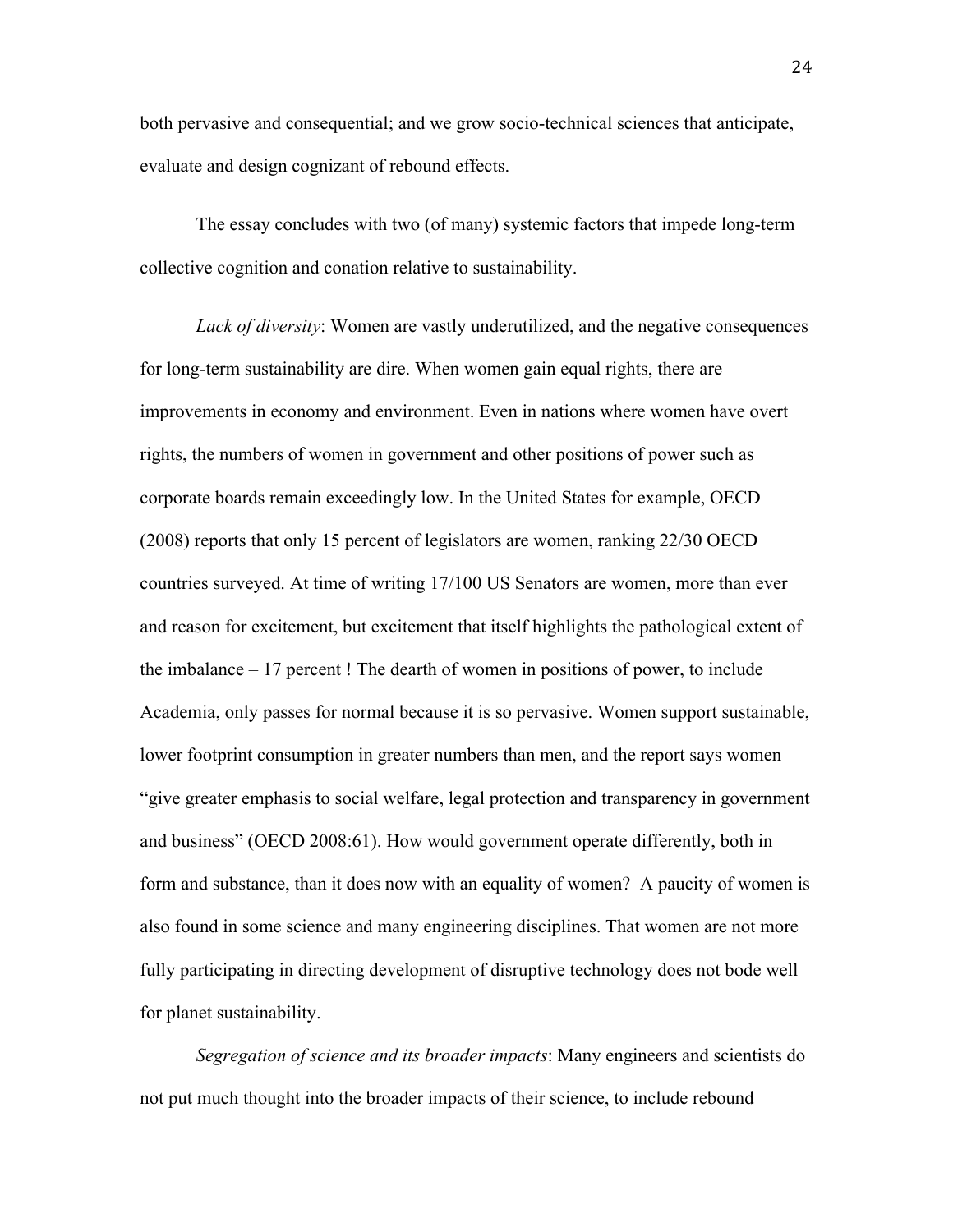both pervasive and consequential; and we grow socio-technical sciences that anticipate, evaluate and design cognizant of rebound effects.

The essay concludes with two (of many) systemic factors that impede long-term collective cognition and conation relative to sustainability.

*Lack of diversity*: Women are vastly underutilized, and the negative consequences for long-term sustainability are dire. When women gain equal rights, there are improvements in economy and environment. Even in nations where women have overt rights, the numbers of women in government and other positions of power such as corporate boards remain exceedingly low. In the United States for example, OECD (2008) reports that only 15 percent of legislators are women, ranking 22/30 OECD countries surveyed. At time of writing 17/100 US Senators are women, more than ever and reason for excitement, but excitement that itself highlights the pathological extent of the imbalance – 17 percent ! The dearth of women in positions of power, to include Academia, only passes for normal because it is so pervasive. Women support sustainable, lower footprint consumption in greater numbers than men, and the report says women "give greater emphasis to social welfare, legal protection and transparency in government and business" (OECD 2008:61). How would government operate differently, both in form and substance, than it does now with an equality of women? A paucity of women is also found in some science and many engineering disciplines. That women are not more fully participating in directing development of disruptive technology does not bode well for planet sustainability.

*Segregation of science and its broader impacts*: Many engineers and scientists do not put much thought into the broader impacts of their science, to include rebound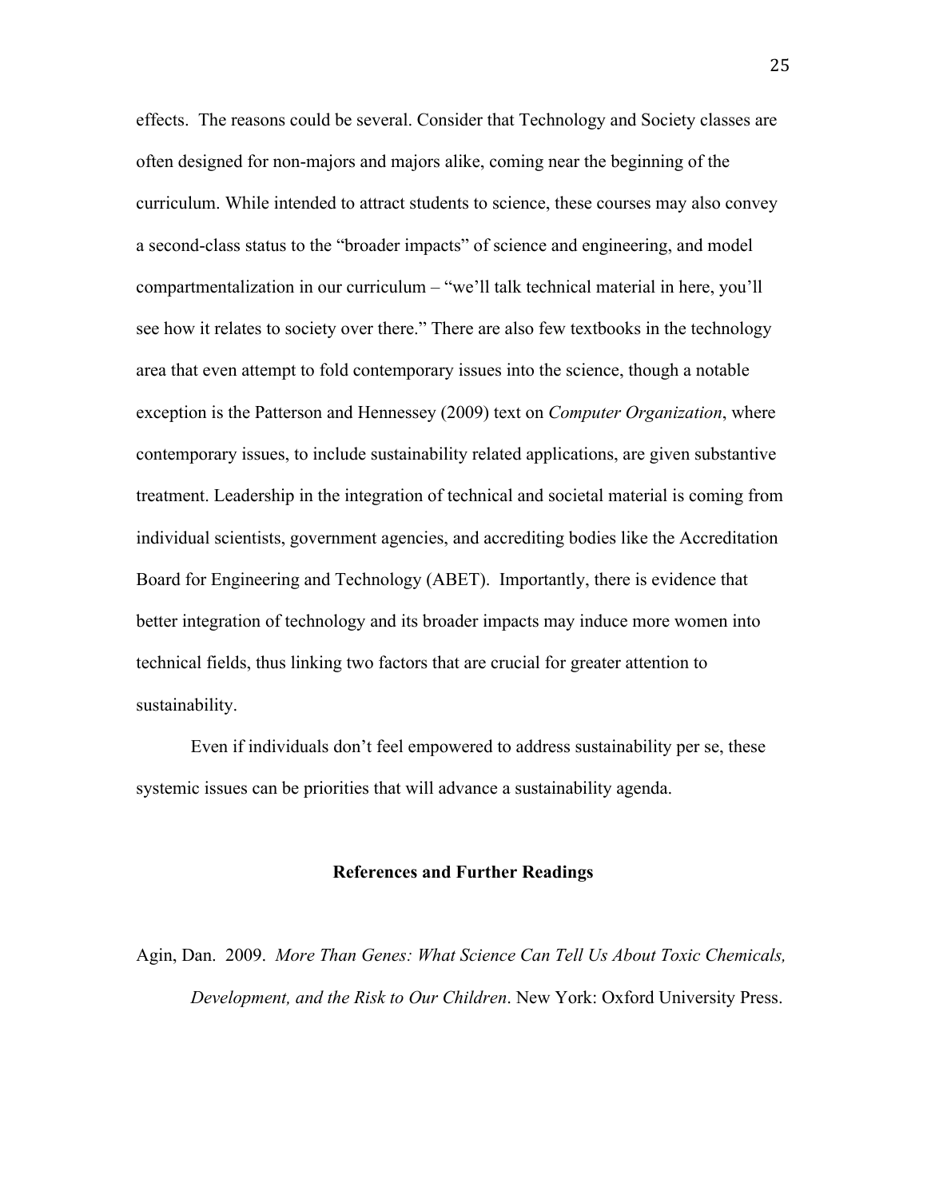effects. The reasons could be several. Consider that Technology and Society classes are often designed for non-majors and majors alike, coming near the beginning of the curriculum. While intended to attract students to science, these courses may also convey a second-class status to the "broader impacts" of science and engineering, and model compartmentalization in our curriculum – "we'll talk technical material in here, you'll see how it relates to society over there." There are also few textbooks in the technology area that even attempt to fold contemporary issues into the science, though a notable exception is the Patterson and Hennessey (2009) text on *Computer Organization*, where contemporary issues, to include sustainability related applications, are given substantive treatment. Leadership in the integration of technical and societal material is coming from individual scientists, government agencies, and accrediting bodies like the Accreditation Board for Engineering and Technology (ABET). Importantly, there is evidence that better integration of technology and its broader impacts may induce more women into technical fields, thus linking two factors that are crucial for greater attention to sustainability.

Even if individuals don't feel empowered to address sustainability per se, these systemic issues can be priorities that will advance a sustainability agenda.

## References and Further Readings

Agin, Dan. 2009. *More Than Genes: What Science Can Tell Us About Toxic Chemicals, Development, and the Risk to Our Children*. New York: Oxford University Press.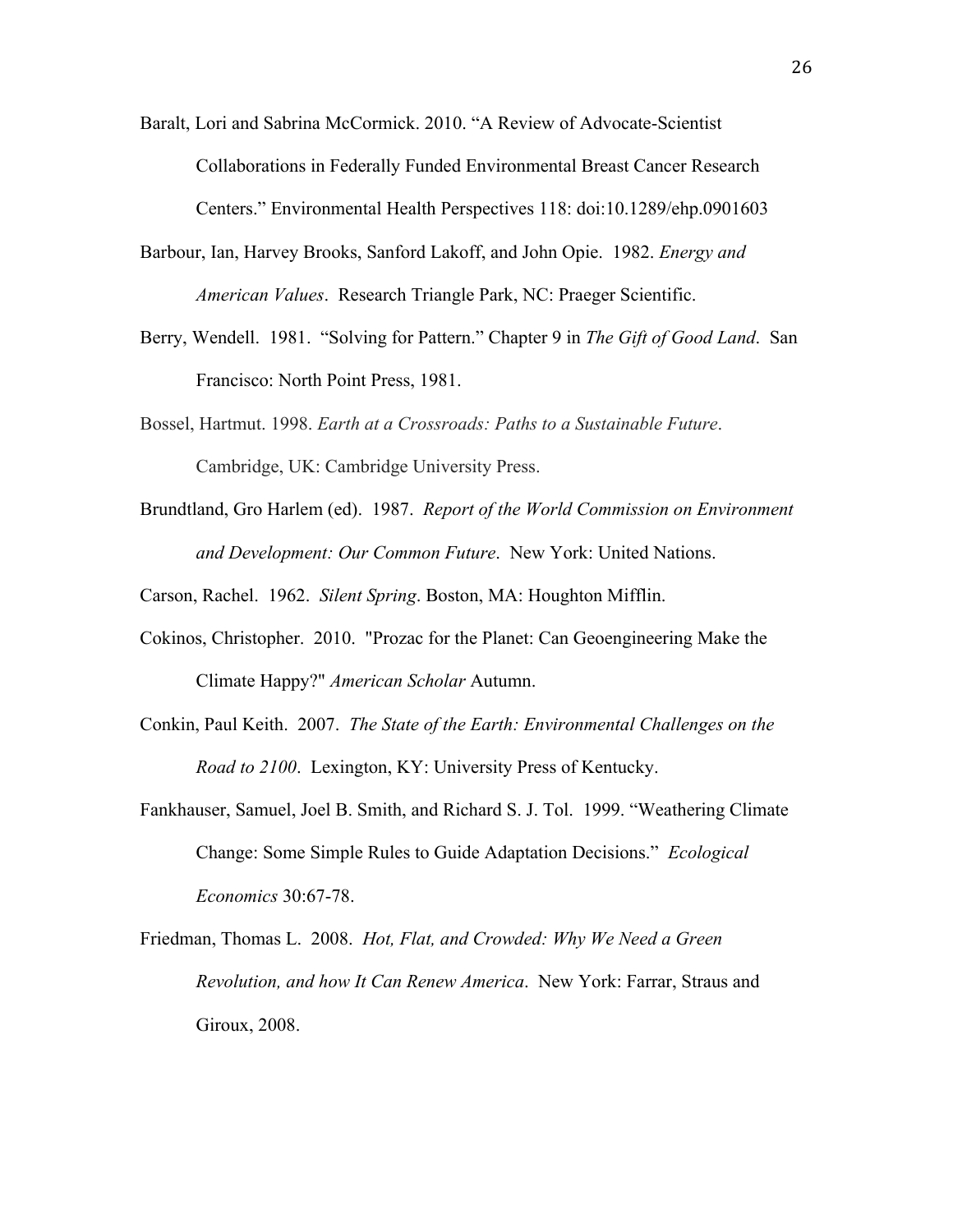Baralt, Lori and Sabrina McCormick. 2010. "A Review of Advocate-Scientist Collaborations in Federally Funded Environmental Breast Cancer Research Centers." Environmental Health Perspectives 118: doi:10.1289/ehp.0901603

Barbour, Ian, Harvey Brooks, Sanford Lakoff, and John Opie. 1982. *Energy and American Values*. Research Triangle Park, NC: Praeger Scientific.

Berry, Wendell. 1981. "Solving for Pattern." Chapter 9 in *The Gift of Good Land*. San Francisco: North Point Press, 1981.

Bossel, Hartmut. 1998. *Earth at a Crossroads: Paths to a Sustainable Future*. Cambridge, UK: Cambridge University Press.

Brundtland, Gro Harlem (ed). 1987. *Report of the World Commission on Environment and Development: Our Common Future*. New York: United Nations.

Carson, Rachel. 1962. *Silent Spring*. Boston, MA: Houghton Mifflin.

Cokinos, Christopher. 2010. "Prozac for the Planet: Can Geoengineering Make the Climate Happy?" *American Scholar* Autumn.

Conkin, Paul Keith. 2007. *The State of the Earth: Environmental Challenges on the Road to 2100*. Lexington, KY: University Press of Kentucky.

Fankhauser, Samuel, Joel B. Smith, and Richard S. J. Tol. 1999. "Weathering Climate Change: Some Simple Rules to Guide Adaptation Decisions." *Ecological Economics* 30:67-78.

Friedman, Thomas L. 2008. *Hot, Flat, and Crowded: Why We Need a Green Revolution, and how It Can Renew America*. New York: Farrar, Straus and Giroux, 2008.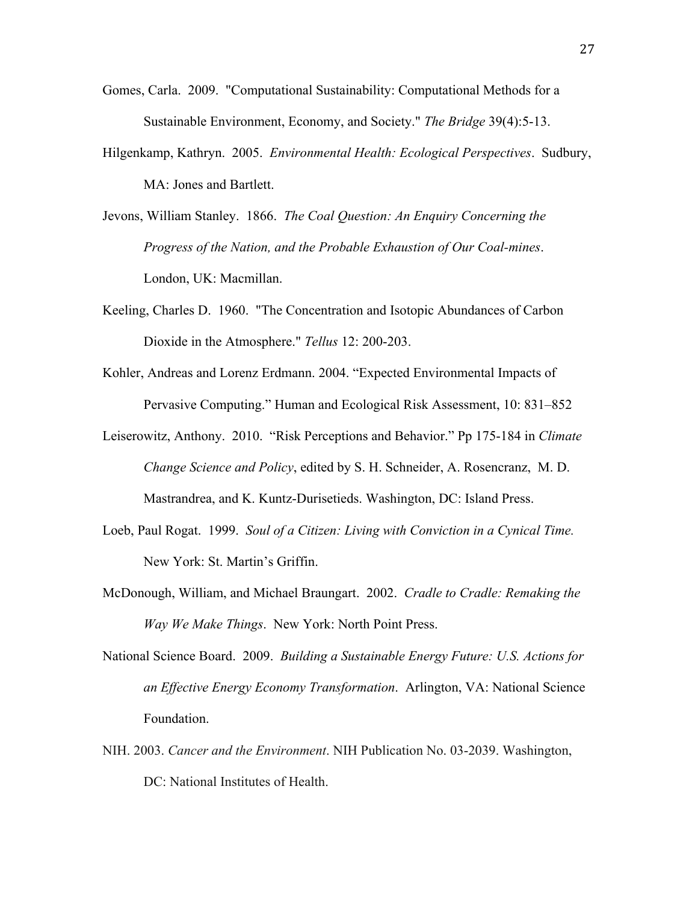Gomes, Carla. 2009. "Computational Sustainability: Computational Methods for a Sustainable Environment, Economy, and Society." *The Bridge* 39(4):5-13.

Hilgenkamp, Kathryn. 2005. *Environmental Health: Ecological Perspectives*. Sudbury, MA: Jones and Bartlett.

Jevons, William Stanley. 1866. *The Coal Question: An Enquiry Concerning the Progress of the Nation, and the Probable Exhaustion of Our Coal-mines*. London, UK: Macmillan.

Keeling, Charles D. 1960. "The Concentration and Isotopic Abundances of Carbon Dioxide in the Atmosphere." *Tellus* 12: 200-203.

Kohler, Andreas and Lorenz Erdmann. 2004. "Expected Environmental Impacts of Pervasive Computing." Human and Ecological Risk Assessment, 10: 831–852

Leiserowitz, Anthony. 2010. "Risk Perceptions and Behavior." Pp 175-184 in *Climate Change Science and Policy*, edited by S. H. Schneider, A. Rosencranz, M. D. Mastrandrea, and K. Kuntz-Durisetieds. Washington, DC: Island Press.

Loeb, Paul Rogat. 1999. *Soul of a Citizen: Living with Conviction in a Cynical Time.* New York: St. Martin's Griffin.

McDonough, William, and Michael Braungart. 2002. *Cradle to Cradle: Remaking the Way We Make Things*. New York: North Point Press.

National Science Board. 2009. *Building a Sustainable Energy Future: U.S. Actions for an Effective Energy Economy Transformation*. Arlington, VA: National Science Foundation.

NIH. 2003. *Cancer and the Environment*. NIH Publication No. 03-2039. Washington, DC: National Institutes of Health.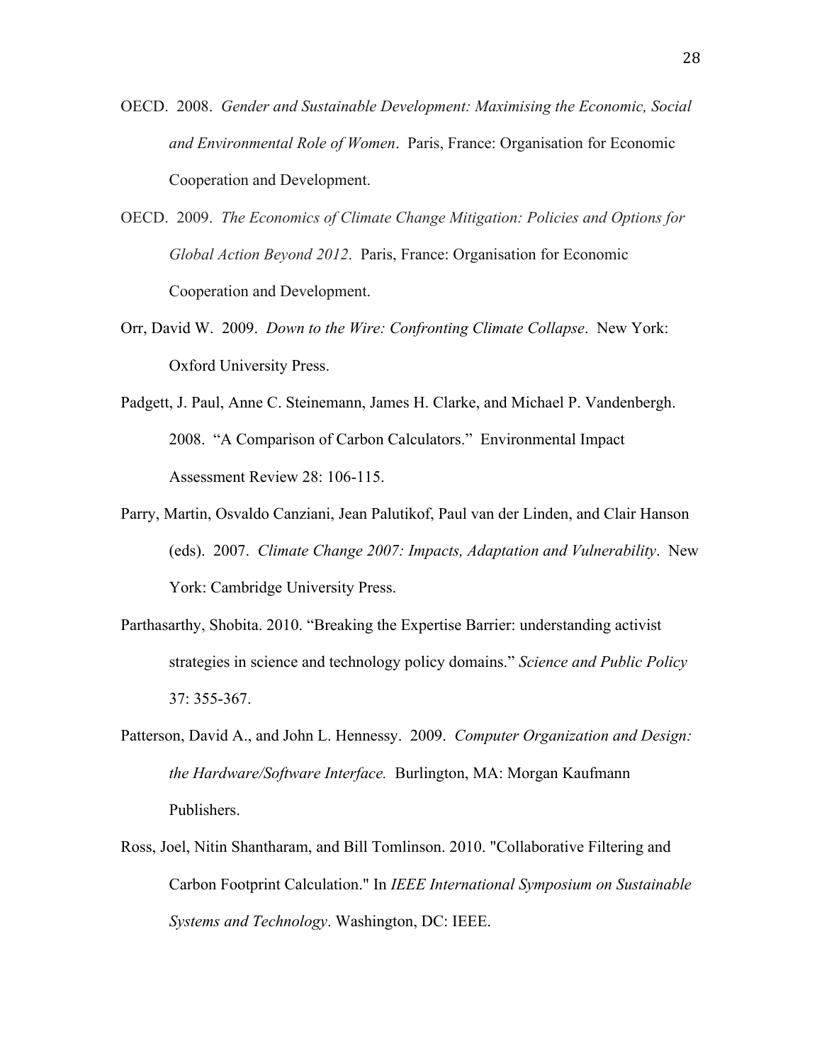OECD. 2008. *Gender and Sustainable Development: Maximising the Economic, Social and Environmental Role of Women*. Paris, France: Organisation for Economic Cooperation and Development.

OECD. 2009. *The Economics of Climate Change Mitigation: Policies and Options for Global Action Beyond 2012*. Paris, France: Organisation for Economic Cooperation and Development.

Orr, David W. 2009. *Down to the Wire: Confronting Climate Collapse*. New York: Oxford University Press.

Padgett, J. Paul, Anne C. Steinemann, James H. Clarke, and Michael P. Vandenbergh. 2008. "A Comparison of Carbon Calculators." Environmental Impact Assessment Review 28: 106-115.

Parry, Martin, Osvaldo Canziani, Jean Palutikof, Paul van der Linden, and Clair Hanson (eds). 2007. *Climate Change 2007: Impacts, Adaptation and Vulnerability*. New York: Cambridge University Press.

Parthasarthy, Shobita. 2010. "Breaking the Expertise Barrier: understanding activist strategies in science and technology policy domains." *Science and Public Policy* 37: 355-367.

Patterson, David A., and John L. Hennessy. 2009. *Computer Organization and Design: the Hardware/Software Interface.* Burlington, MA: Morgan Kaufmann Publishers.

Ross, Joel, Nitin Shantharam, and Bill Tomlinson. 2010. "Collaborative Filtering and Carbon Footprint Calculation." In *IEEE International Symposium on Sustainable Systems and Technology*. Washington, DC: IEEE.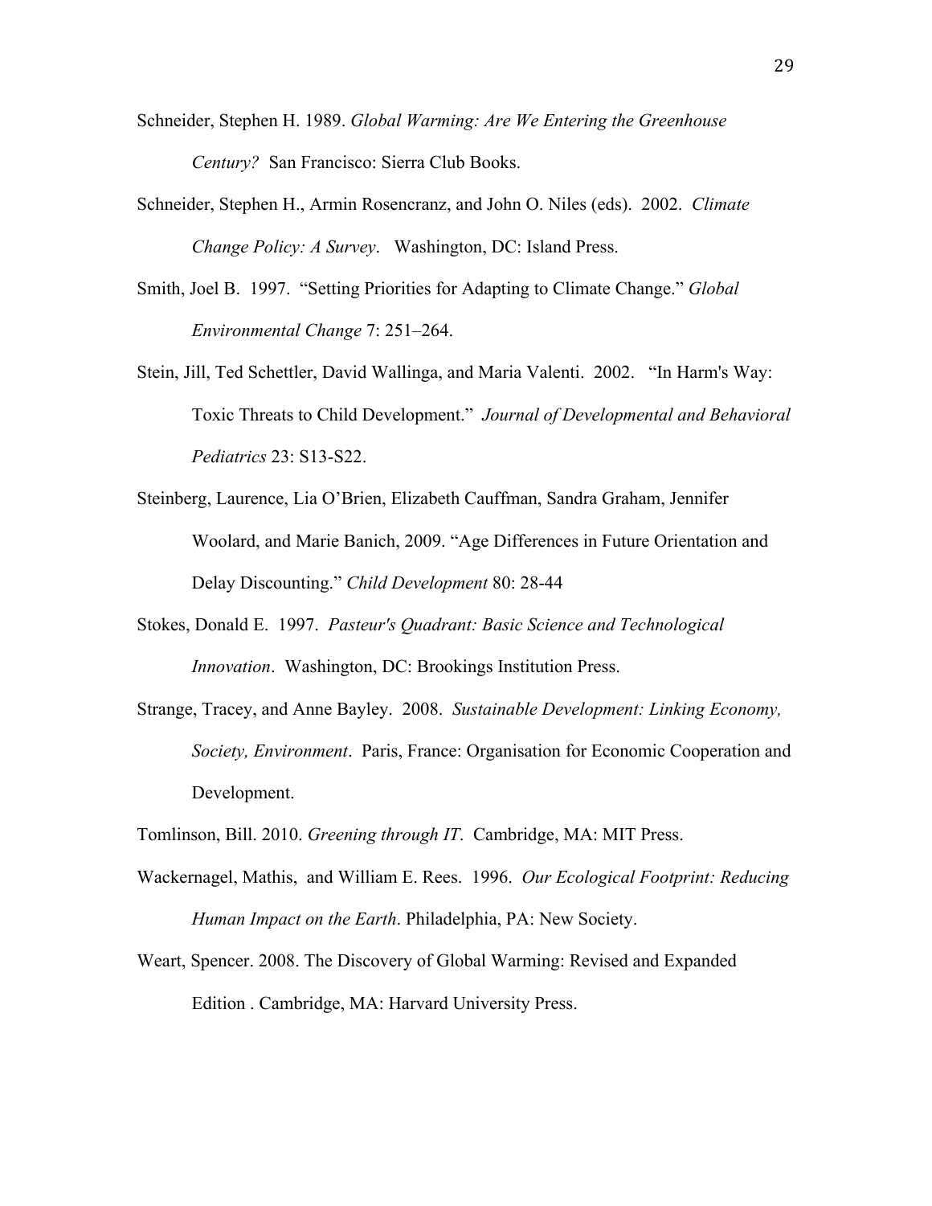Schneider, Stephen H. 1989. *Global Warming: Are We Entering the Greenhouse Century?* San Francisco: Sierra Club Books.

Schneider, Stephen H., Armin Rosencranz, and John O. Niles (eds). 2002. *Climate Change Policy: A Survey*. Washington, DC: Island Press.

Smith, Joel B. 1997. "Setting Priorities for Adapting to Climate Change." *Global Environmental Change* 7: 251–264.

Stein, Jill, Ted Schettler, David Wallinga, and Maria Valenti. 2002. "In Harm's Way: Toxic Threats to Child Development." *Journal of Developmental and Behavioral Pediatrics* 23: S13-S22.

Steinberg, Laurence, Lia O'Brien, Elizabeth Cauffman, Sandra Graham, Jennifer Woolard, and Marie Banich, 2009. "Age Differences in Future Orientation and Delay Discounting." *Child Development* 80: 28-44

Stokes, Donald E. 1997. *Pasteur's Quadrant: Basic Science and Technological Innovation*. Washington, DC: Brookings Institution Press.

Strange, Tracey, and Anne Bayley. 2008. *Sustainable Development: Linking Economy, Society, Environment*. Paris, France: Organisation for Economic Cooperation and Development.

Tomlinson, Bill. 2010. *Greening through IT*. Cambridge, MA: MIT Press.

Wackernagel, Mathis, and William E. Rees. 1996. *Our Ecological Footprint: Reducing Human Impact on the Earth*. Philadelphia, PA: New Society.

Weart, Spencer. 2008. The Discovery of Global Warming: Revised and Expanded Edition . Cambridge, MA: Harvard University Press.